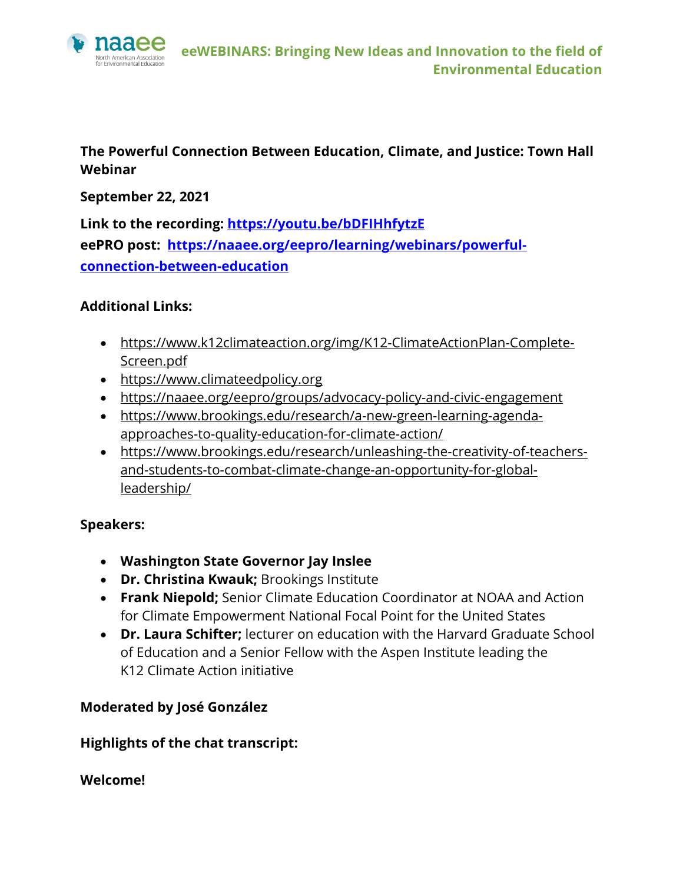**eeWEBINARS: Bringing New Ideas and Innovation to the field of Environmental Education**

# The Powerful Connection Between Education, Climate, and Justice: Town Hall Webinar

**September 22, 2021**

**Link to the recording: [https://youtu.be/bDFIHhfytzE](https://youtu.be/bDFIHhfytzE)**
**eePRO post: [https://naaee.org/eepro/learning/webinars/powerful-connection-between-education](https://naaee.org/eepro/learning/webinars/powerful-connection-between-education)**

**Additional Links:**

- https://www.k12climateaction.org/img/K12-ClimateActionPlan-Complete-Screen.pdf
- https://www.climateedpolicy.org
- https://naaee.org/eepro/groups/advocacy-policy-and-civic-engagement
- https://www.brookings.edu/research/a-new-green-learning-agenda-approaches-to-quality-education-for-climate-action/
- https://www.brookings.edu/research/unleashing-the-creativity-of-teachers-and-students-to-combat-climate-change-an-opportunity-for-global-leadership/

**Speakers:**

- **Washington State Governor Jay Inslee**
- **Dr. Christina Kwauk;** Brookings Institute
- **Frank Niepold;** Senior Climate Education Coordinator at NOAA and Action for Climate Empowerment National Focal Point for the United States
- **Dr. Laura Schifter;** lecturer on education with the Harvard Graduate School of Education and a Senior Fellow with the Aspen Institute leading the K12 Climate Action initiative

**Moderated by José González**

**Highlights of the chat transcript:**

**Welcome!**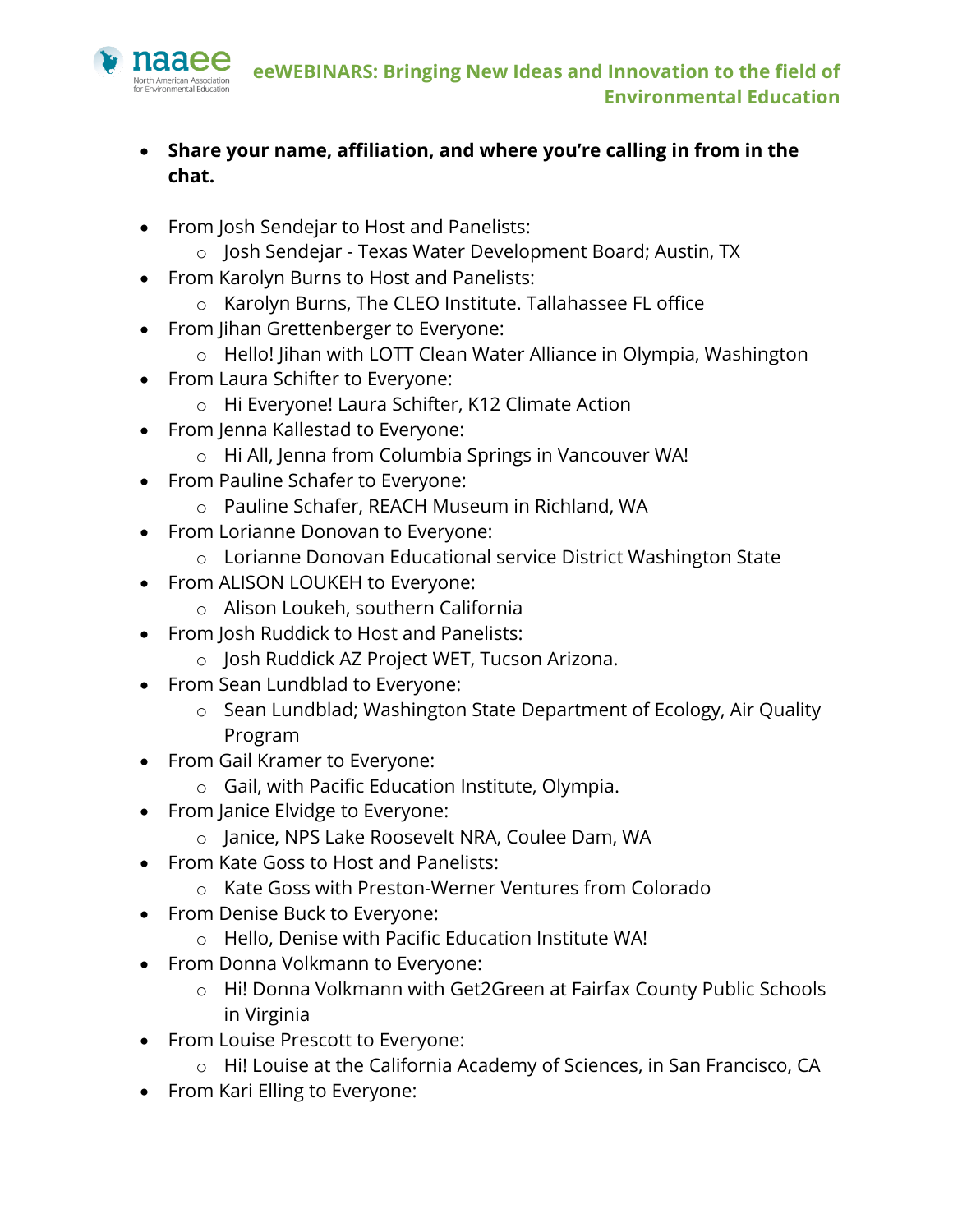- **Share your name, affiliation, and where you're calling in from in the chat.**

- From Josh Sendejar to Host and Panelists:
  - Josh Sendejar - Texas Water Development Board; Austin, TX
- From Karolyn Burns to Host and Panelists:
  - Karolyn Burns, The CLEO Institute. Tallahassee FL office
- From Jihan Grettenberger to Everyone:
  - Hello! Jihan with LOTT Clean Water Alliance in Olympia, Washington
- From Laura Schifter to Everyone:
  - Hi Everyone! Laura Schifter, K12 Climate Action
- From Jenna Kallestad to Everyone:
  - Hi All, Jenna from Columbia Springs in Vancouver WA!
- From Pauline Schafer to Everyone:
  - Pauline Schafer, REACH Museum in Richland, WA
- From Lorianne Donovan to Everyone:
  - Lorianne Donovan Educational service District Washington State
- From ALISON LOUKEH to Everyone:
  - Alison Loukeh, southern California
- From Josh Ruddick to Host and Panelists:
  - Josh Ruddick AZ Project WET, Tucson Arizona.
- From Sean Lundblad to Everyone:
  - Sean Lundblad; Washington State Department of Ecology, Air Quality Program
- From Gail Kramer to Everyone:
  - Gail, with Pacific Education Institute, Olympia.
- From Janice Elvidge to Everyone:
  - Janice, NPS Lake Roosevelt NRA, Coulee Dam, WA
- From Kate Goss to Host and Panelists:
  - Kate Goss with Preston-Werner Ventures from Colorado
- From Denise Buck to Everyone:
  - Hello, Denise with Pacific Education Institute WA!
- From Donna Volkmann to Everyone:
  - Hi! Donna Volkmann with Get2Green at Fairfax County Public Schools in Virginia
- From Louise Prescott to Everyone:
  - Hi! Louise at the California Academy of Sciences, in San Francisco, CA
- From Kari Elling to Everyone: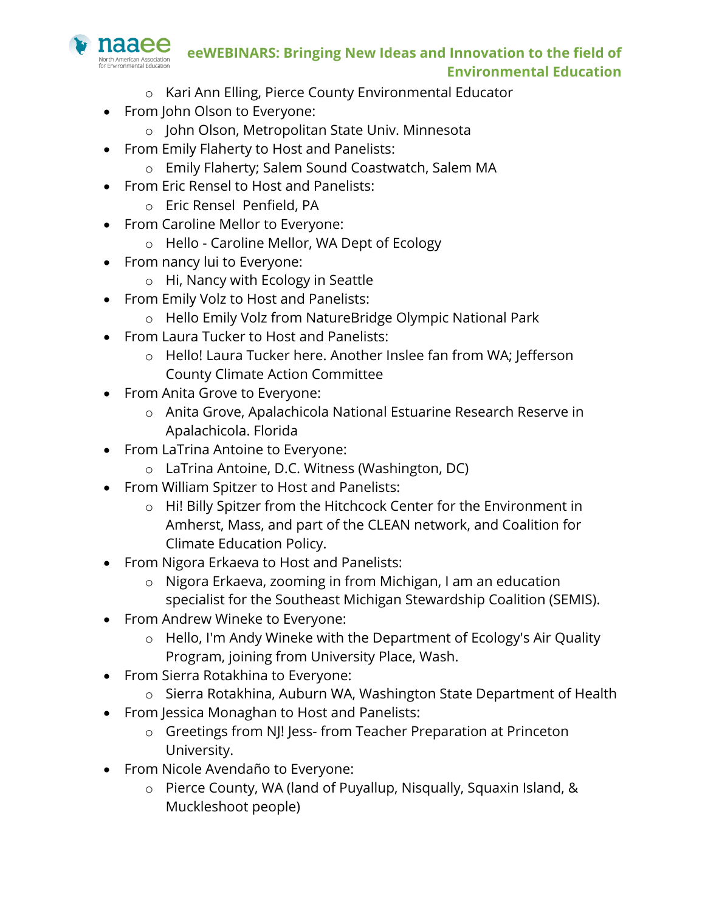- Kari Ann Elling, Pierce County Environmental Educator
- From John Olson to Everyone:
    - John Olson, Metropolitan State Univ. Minnesota
- From Emily Flaherty to Host and Panelists:
    - Emily Flaherty; Salem Sound Coastwatch, Salem MA
- From Eric Rensel to Host and Panelists:
    - Eric Rensel  Penfield, PA
- From Caroline Mellor to Everyone:
    - Hello - Caroline Mellor, WA Dept of Ecology
- From nancy lui to Everyone:
    - Hi, Nancy with Ecology in Seattle
- From Emily Volz to Host and Panelists:
    - Hello Emily Volz from NatureBridge Olympic National Park
- From Laura Tucker to Host and Panelists:
    - Hello! Laura Tucker here. Another Inslee fan from WA; Jefferson County Climate Action Committee
- From Anita Grove to Everyone:
    - Anita Grove, Apalachicola National Estuarine Research Reserve in Apalachicola. Florida
- From LaTrina Antoine to Everyone:
    - LaTrina Antoine, D.C. Witness (Washington, DC)
- From William Spitzer to Host and Panelists:
    - Hi! Billy Spitzer from the Hitchcock Center for the Environment in Amherst, Mass, and part of the CLEAN network, and Coalition for Climate Education Policy.
- From Nigora Erkaeva to Host and Panelists:
    - Nigora Erkaeva, zooming in from Michigan, I am an education specialist for the Southeast Michigan Stewardship Coalition (SEMIS).
- From Andrew Wineke to Everyone:
    - Hello, I'm Andy Wineke with the Department of Ecology's Air Quality Program, joining from University Place, Wash.
- From Sierra Rotakhina to Everyone:
    - Sierra Rotakhina, Auburn WA, Washington State Department of Health
- From Jessica Monaghan to Host and Panelists:
    - Greetings from NJ! Jess- from Teacher Preparation at Princeton University.
- From Nicole Avendaño to Everyone:
    - Pierce County, WA (land of Puyallup, Nisqually, Squaxin Island, & Muckleshoot people)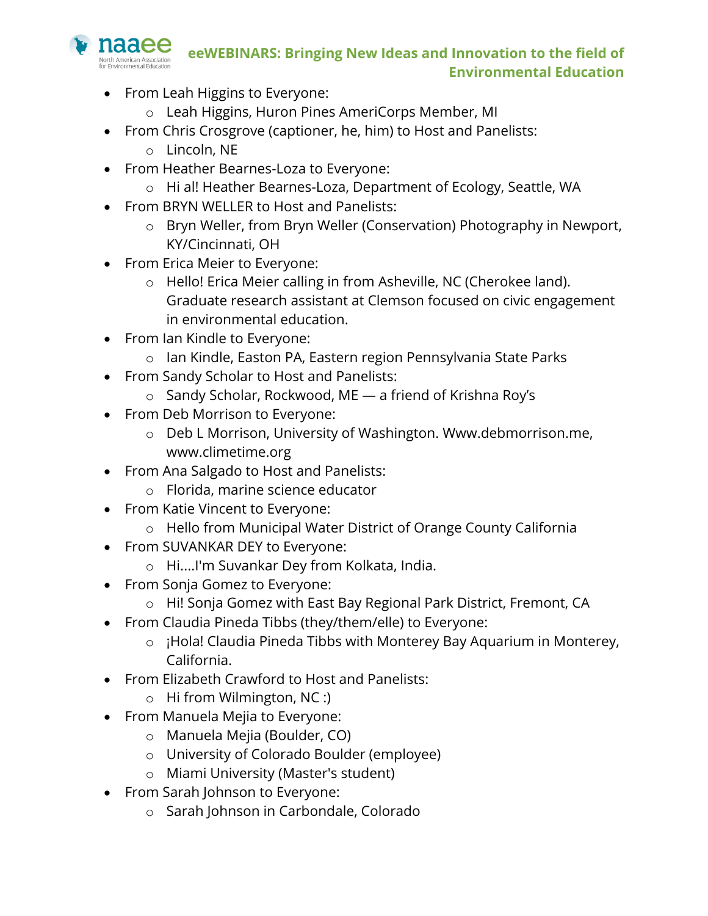- From Leah Higgins to Everyone:
  - Leah Higgins, Huron Pines AmeriCorps Member, MI
- From Chris Crosgrove (captioner, he, him) to Host and Panelists:
  - Lincoln, NE
- From Heather Bearnes-Loza to Everyone:
  - Hi al! Heather Bearnes-Loza, Department of Ecology, Seattle, WA
- From BRYN WELLER to Host and Panelists:
  - Bryn Weller, from Bryn Weller (Conservation) Photography in Newport, KY/Cincinnati, OH
- From Erica Meier to Everyone:
  - Hello! Erica Meier calling in from Asheville, NC (Cherokee land). Graduate research assistant at Clemson focused on civic engagement in environmental education.
- From Ian Kindle to Everyone:
  - Ian Kindle, Easton PA, Eastern region Pennsylvania State Parks
- From Sandy Scholar to Host and Panelists:
  - Sandy Scholar, Rockwood, ME — a friend of Krishna Roy's
- From Deb Morrison to Everyone:
  - Deb L Morrison, University of Washington. Www.debmorrison.me, www.climetime.org
- From Ana Salgado to Host and Panelists:
  - Florida, marine science educator
- From Katie Vincent to Everyone:
  - Hello from Municipal Water District of Orange County California
- From SUVANKAR DEY to Everyone:
  - Hi....I'm Suvankar Dey from Kolkata, India.
- From Sonja Gomez to Everyone:
  - Hi! Sonja Gomez with East Bay Regional Park District, Fremont, CA
- From Claudia Pineda Tibbs (they/them/elle) to Everyone:
  - ¡Hola! Claudia Pineda Tibbs with Monterey Bay Aquarium in Monterey, California.
- From Elizabeth Crawford to Host and Panelists:
  - Hi from Wilmington, NC :)
- From Manuela Mejia to Everyone:
  - Manuela Mejia (Boulder, CO)
  - University of Colorado Boulder (employee)
  - Miami University (Master's student)
- From Sarah Johnson to Everyone:
  - Sarah Johnson in Carbondale, Colorado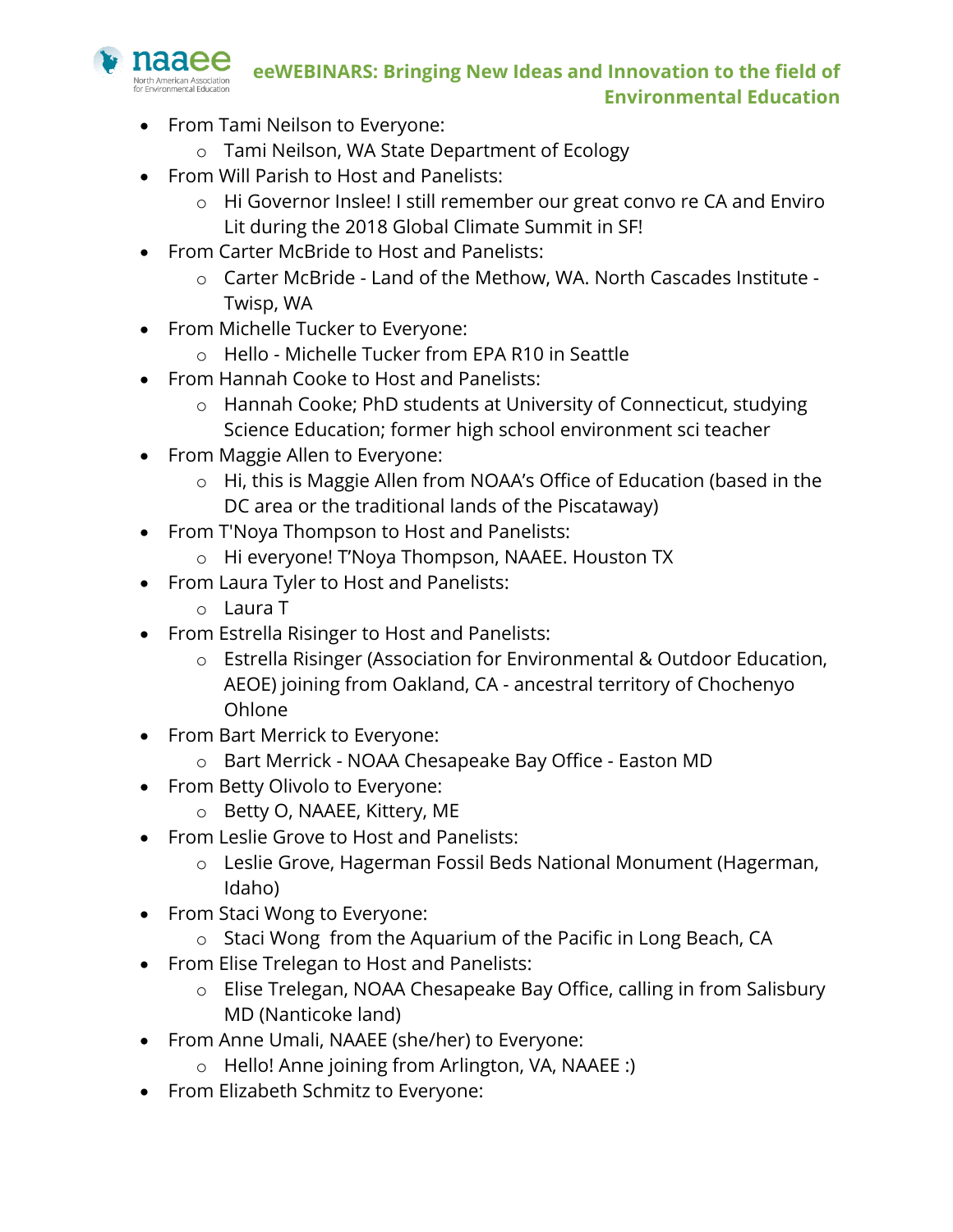- From Tami Neilson to Everyone:
  - Tami Neilson, WA State Department of Ecology
- From Will Parish to Host and Panelists:
  - Hi Governor Inslee! I still remember our great convo re CA and Enviro Lit during the 2018 Global Climate Summit in SF!
- From Carter McBride to Host and Panelists:
  - Carter McBride - Land of the Methow, WA. North Cascades Institute - Twisp, WA
- From Michelle Tucker to Everyone:
  - Hello - Michelle Tucker from EPA R10 in Seattle
- From Hannah Cooke to Host and Panelists:
  - Hannah Cooke; PhD students at University of Connecticut, studying Science Education; former high school environment sci teacher
- From Maggie Allen to Everyone:
  - Hi, this is Maggie Allen from NOAA's Office of Education (based in the DC area or the traditional lands of the Piscataway)
- From T'Noya Thompson to Host and Panelists:
  - Hi everyone! T'Noya Thompson, NAAEE. Houston TX
- From Laura Tyler to Host and Panelists:
  - Laura T
- From Estrella Risinger to Host and Panelists:
  - Estrella Risinger (Association for Environmental & Outdoor Education, AEOE) joining from Oakland, CA - ancestral territory of Chochenyo Ohlone
- From Bart Merrick to Everyone:
  - Bart Merrick - NOAA Chesapeake Bay Office - Easton MD
- From Betty Olivolo to Everyone:
  - Betty O, NAAEE, Kittery, ME
- From Leslie Grove to Host and Panelists:
  - Leslie Grove, Hagerman Fossil Beds National Monument (Hagerman, Idaho)
- From Staci Wong to Everyone:
  - Staci Wong from the Aquarium of the Pacific in Long Beach, CA
- From Elise Trelegan to Host and Panelists:
  - Elise Trelegan, NOAA Chesapeake Bay Office, calling in from Salisbury MD (Nanticoke land)
- From Anne Umali, NAAEE (she/her) to Everyone:
  - Hello! Anne joining from Arlington, VA, NAAEE :)
- From Elizabeth Schmitz to Everyone: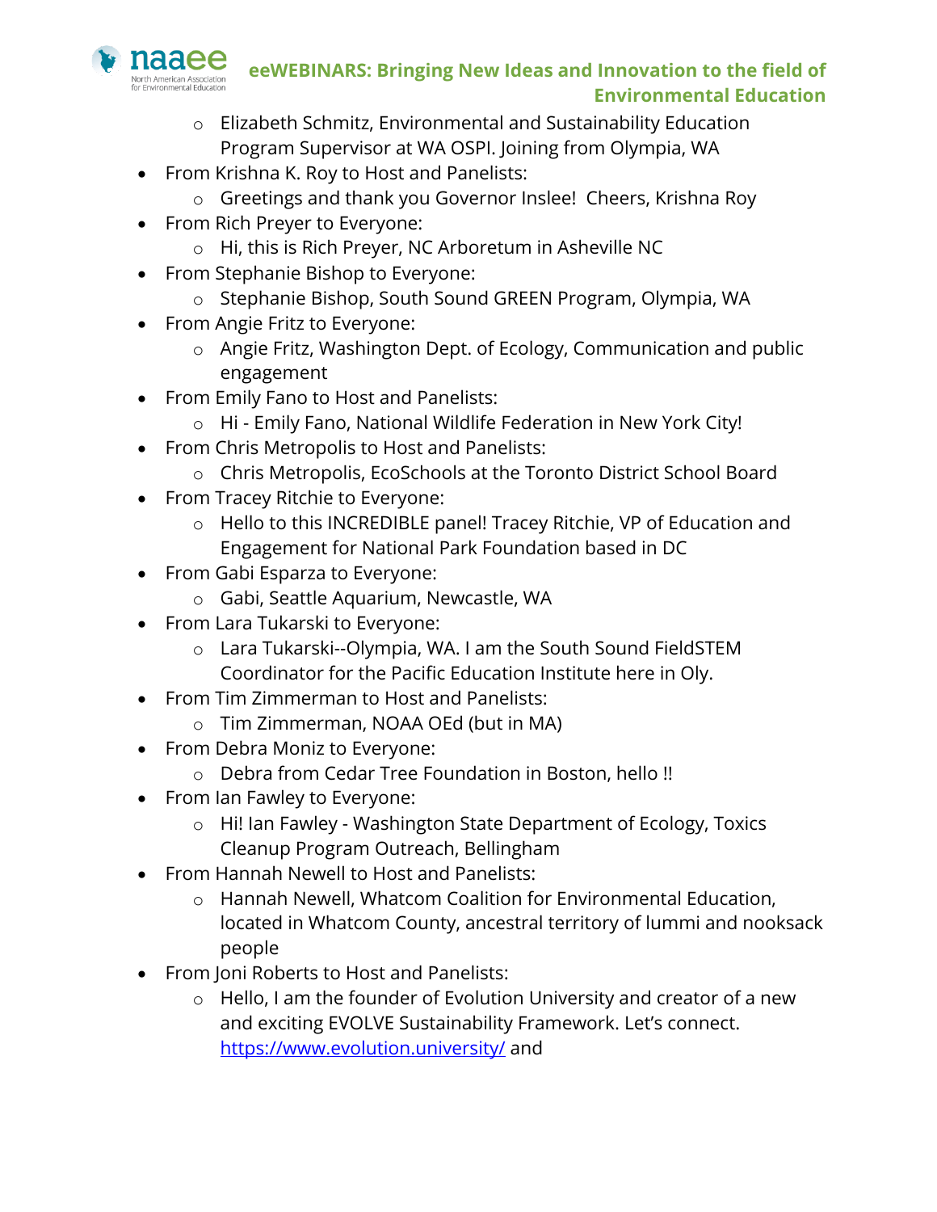- Elizabeth Schmitz, Environmental and Sustainability Education Program Supervisor at WA OSPI. Joining from Olympia, WA
- From Krishna K. Roy to Host and Panelists:
  - Greetings and thank you Governor Inslee!  Cheers, Krishna Roy
- From Rich Preyer to Everyone:
  - Hi, this is Rich Preyer, NC Arboretum in Asheville NC
- From Stephanie Bishop to Everyone:
  - Stephanie Bishop, South Sound GREEN Program, Olympia, WA
- From Angie Fritz to Everyone:
  - Angie Fritz, Washington Dept. of Ecology, Communication and public engagement
- From Emily Fano to Host and Panelists:
  - Hi - Emily Fano, National Wildlife Federation in New York City!
- From Chris Metropolis to Host and Panelists:
  - Chris Metropolis, EcoSchools at the Toronto District School Board
- From Tracey Ritchie to Everyone:
  - Hello to this INCREDIBLE panel! Tracey Ritchie, VP of Education and Engagement for National Park Foundation based in DC
- From Gabi Esparza to Everyone:
  - Gabi, Seattle Aquarium, Newcastle, WA
- From Lara Tukarski to Everyone:
  - Lara Tukarski--Olympia, WA. I am the South Sound FieldSTEM Coordinator for the Pacific Education Institute here in Oly.
- From Tim Zimmerman to Host and Panelists:
  - Tim Zimmerman, NOAA OEd (but in MA)
- From Debra Moniz to Everyone:
  - Debra from Cedar Tree Foundation in Boston, hello !!
- From Ian Fawley to Everyone:
  - Hi! Ian Fawley - Washington State Department of Ecology, Toxics Cleanup Program Outreach, Bellingham
- From Hannah Newell to Host and Panelists:
  - Hannah Newell, Whatcom Coalition for Environmental Education, located in Whatcom County, ancestral territory of lummi and nooksack people
- From Joni Roberts to Host and Panelists:
  - Hello, I am the founder of Evolution University and creator of a new and exciting EVOLVE Sustainability Framework. Let's connect. https://www.evolution.university/ and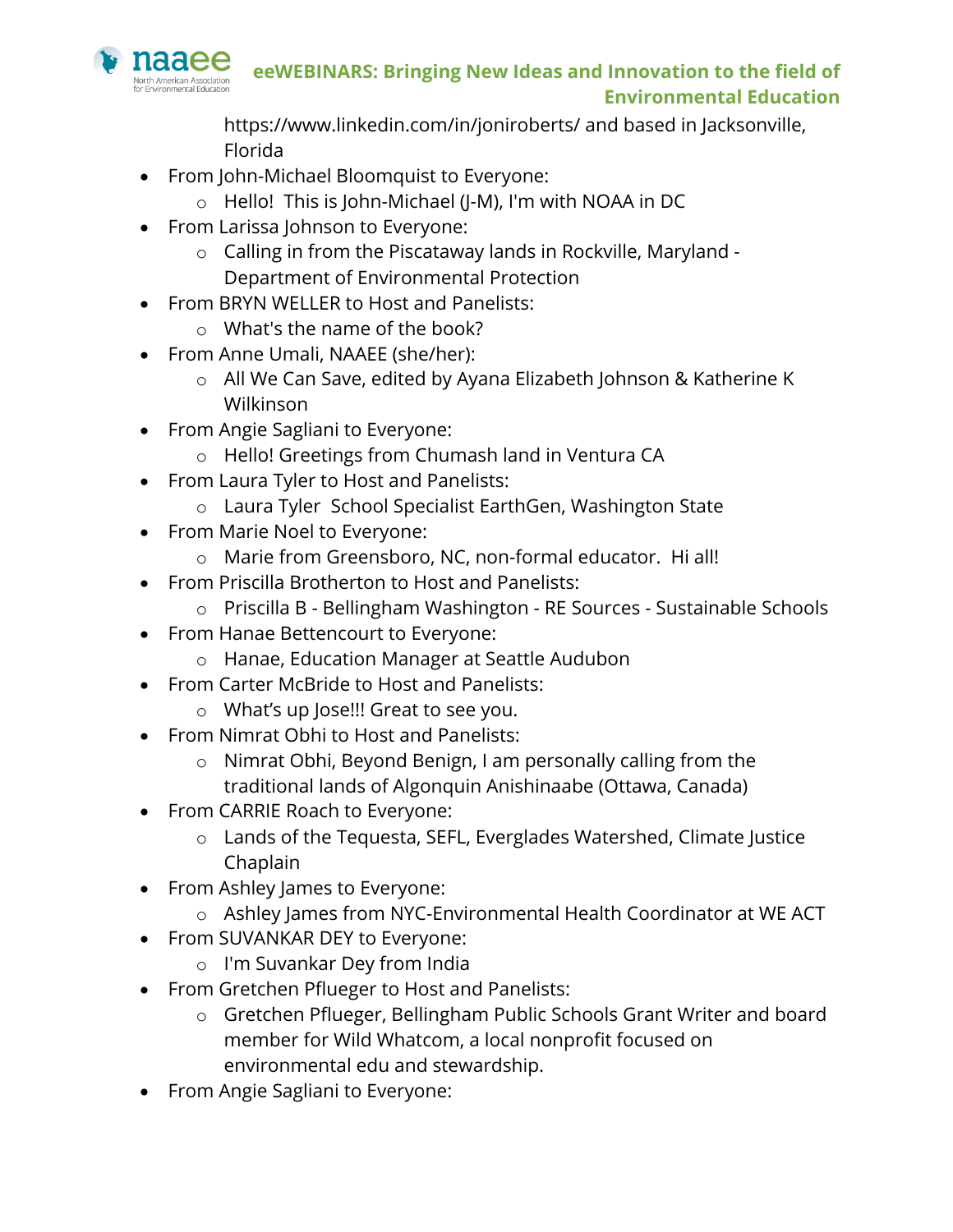https://www.linkedin.com/in/joniroberts/ and based in Jacksonville, Florida

- From John-Michael Bloomquist to Everyone:
  - Hello!  This is John-Michael (J-M), I'm with NOAA in DC
- From Larissa Johnson to Everyone:
  - Calling in from the Piscataway lands in Rockville, Maryland - Department of Environmental Protection
- From BRYN WELLER to Host and Panelists:
  - What's the name of the book?
- From Anne Umali, NAAEE (she/her):
  - All We Can Save, edited by Ayana Elizabeth Johnson & Katherine K Wilkinson
- From Angie Sagliani to Everyone:
  - Hello! Greetings from Chumash land in Ventura CA
- From Laura Tyler to Host and Panelists:
  - Laura Tyler  School Specialist EarthGen, Washington State
- From Marie Noel to Everyone:
  - Marie from Greensboro, NC, non-formal educator.  Hi all!
- From Priscilla Brotherton to Host and Panelists:
  - Priscilla B - Bellingham Washington - RE Sources - Sustainable Schools
- From Hanae Bettencourt to Everyone:
  - Hanae, Education Manager at Seattle Audubon
- From Carter McBride to Host and Panelists:
  - What's up Jose!!! Great to see you.
- From Nimrat Obhi to Host and Panelists:
  - Nimrat Obhi, Beyond Benign, I am personally calling from the traditional lands of Algonquin Anishinaabe (Ottawa, Canada)
- From CARRIE Roach to Everyone:
  - Lands of the Tequesta, SEFL, Everglades Watershed, Climate Justice Chaplain
- From Ashley James to Everyone:
  - Ashley James from NYC-Environmental Health Coordinator at WE ACT
- From SUVANKAR DEY to Everyone:
  - I'm Suvankar Dey from India
- From Gretchen Pflueger to Host and Panelists:
  - Gretchen Pflueger, Bellingham Public Schools Grant Writer and board member for Wild Whatcom, a local nonprofit focused on environmental edu and stewardship.
- From Angie Sagliani to Everyone: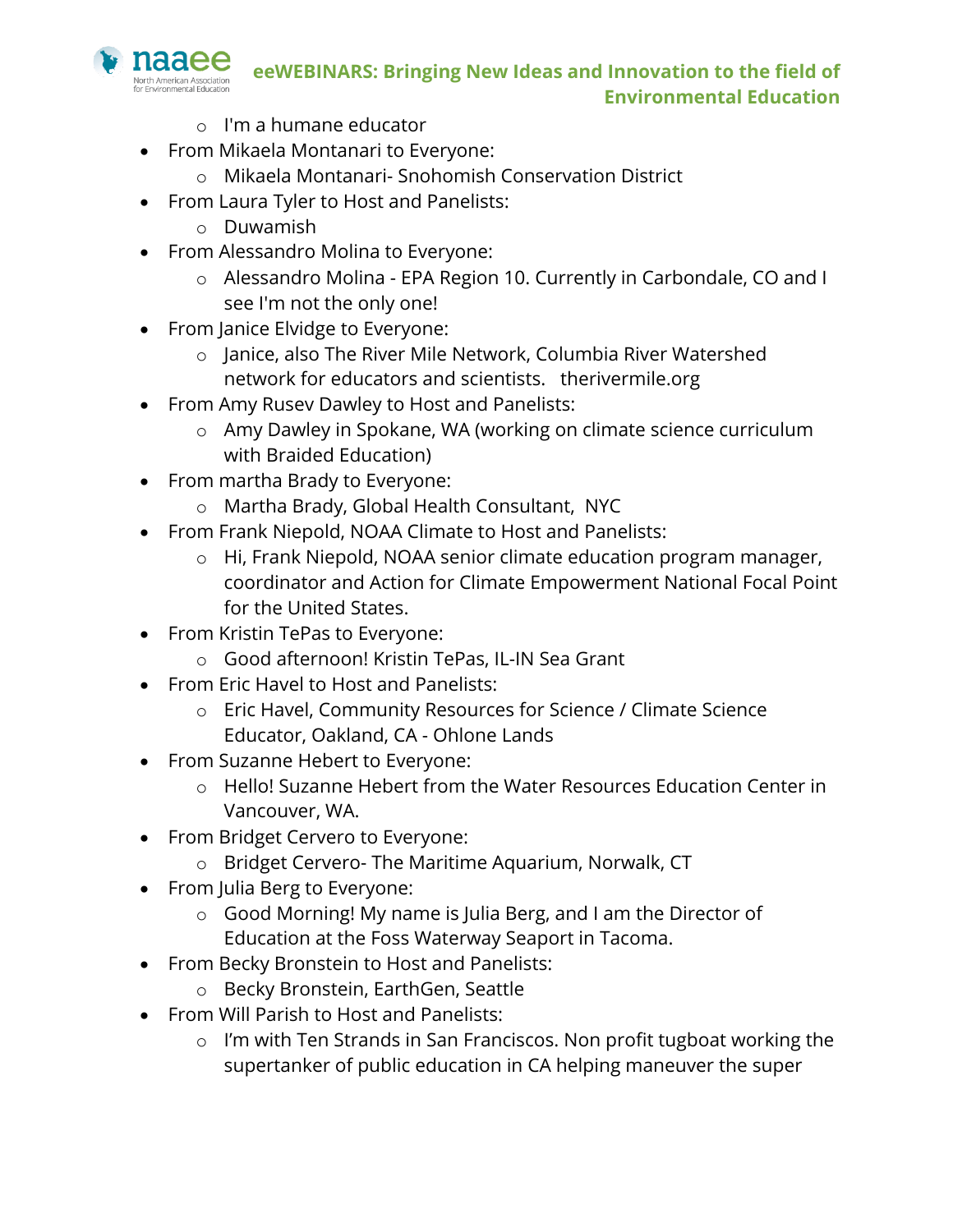- I'm a humane educator
- From Mikaela Montanari to Everyone:
  - Mikaela Montanari- Snohomish Conservation District
- From Laura Tyler to Host and Panelists:
  - Duwamish
- From Alessandro Molina to Everyone:
  - Alessandro Molina - EPA Region 10. Currently in Carbondale, CO and I see I'm not the only one!
- From Janice Elvidge to Everyone:
  - Janice, also The River Mile Network, Columbia River Watershed network for educators and scientists. therivermile.org
- From Amy Rusev Dawley to Host and Panelists:
  - Amy Dawley in Spokane, WA (working on climate science curriculum with Braided Education)
- From martha Brady to Everyone:
  - Martha Brady, Global Health Consultant, NYC
- From Frank Niepold, NOAA Climate to Host and Panelists:
  - Hi, Frank Niepold, NOAA senior climate education program manager, coordinator and Action for Climate Empowerment National Focal Point for the United States.
- From Kristin TePas to Everyone:
  - Good afternoon! Kristin TePas, IL-IN Sea Grant
- From Eric Havel to Host and Panelists:
  - Eric Havel, Community Resources for Science / Climate Science Educator, Oakland, CA - Ohlone Lands
- From Suzanne Hebert to Everyone:
  - Hello! Suzanne Hebert from the Water Resources Education Center in Vancouver, WA.
- From Bridget Cervero to Everyone:
  - Bridget Cervero- The Maritime Aquarium, Norwalk, CT
- From Julia Berg to Everyone:
  - Good Morning! My name is Julia Berg, and I am the Director of Education at the Foss Waterway Seaport in Tacoma.
- From Becky Bronstein to Host and Panelists:
  - Becky Bronstein, EarthGen, Seattle
- From Will Parish to Host and Panelists:
  - I'm with Ten Strands in San Franciscos. Non profit tugboat working the supertanker of public education in CA helping maneuver the super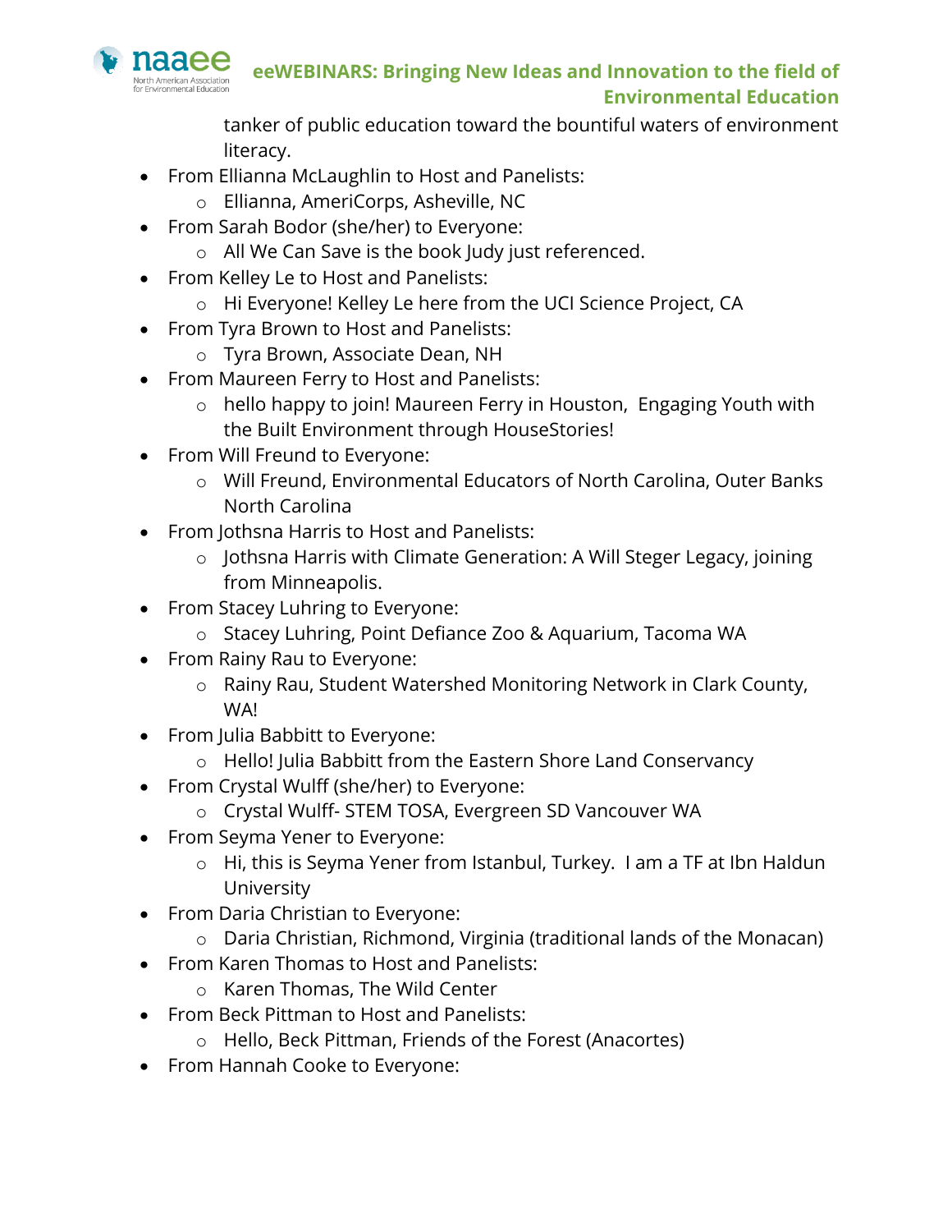tanker of public education toward the bountiful waters of environment literacy.

- From Ellianna McLaughlin to Host and Panelists:
  - Ellianna, AmeriCorps, Asheville, NC
- From Sarah Bodor (she/her) to Everyone:
  - All We Can Save is the book Judy just referenced.
- From Kelley Le to Host and Panelists:
  - Hi Everyone! Kelley Le here from the UCI Science Project, CA
- From Tyra Brown to Host and Panelists:
  - Tyra Brown, Associate Dean, NH
- From Maureen Ferry to Host and Panelists:
  - hello happy to join! Maureen Ferry in Houston, Engaging Youth with the Built Environment through HouseStories!
- From Will Freund to Everyone:
  - Will Freund, Environmental Educators of North Carolina, Outer Banks North Carolina
- From Jothsna Harris to Host and Panelists:
  - Jothsna Harris with Climate Generation: A Will Steger Legacy, joining from Minneapolis.
- From Stacey Luhring to Everyone:
  - Stacey Luhring, Point Defiance Zoo & Aquarium, Tacoma WA
- From Rainy Rau to Everyone:
  - Rainy Rau, Student Watershed Monitoring Network in Clark County, WA!
- From Julia Babbitt to Everyone:
  - Hello! Julia Babbitt from the Eastern Shore Land Conservancy
- From Crystal Wulff (she/her) to Everyone:
  - Crystal Wulff- STEM TOSA, Evergreen SD Vancouver WA
- From Seyma Yener to Everyone:
  - Hi, this is Seyma Yener from Istanbul, Turkey. I am a TF at Ibn Haldun University
- From Daria Christian to Everyone:
  - Daria Christian, Richmond, Virginia (traditional lands of the Monacan)
- From Karen Thomas to Host and Panelists:
  - Karen Thomas, The Wild Center
- From Beck Pittman to Host and Panelists:
  - Hello, Beck Pittman, Friends of the Forest (Anacortes)
- From Hannah Cooke to Everyone: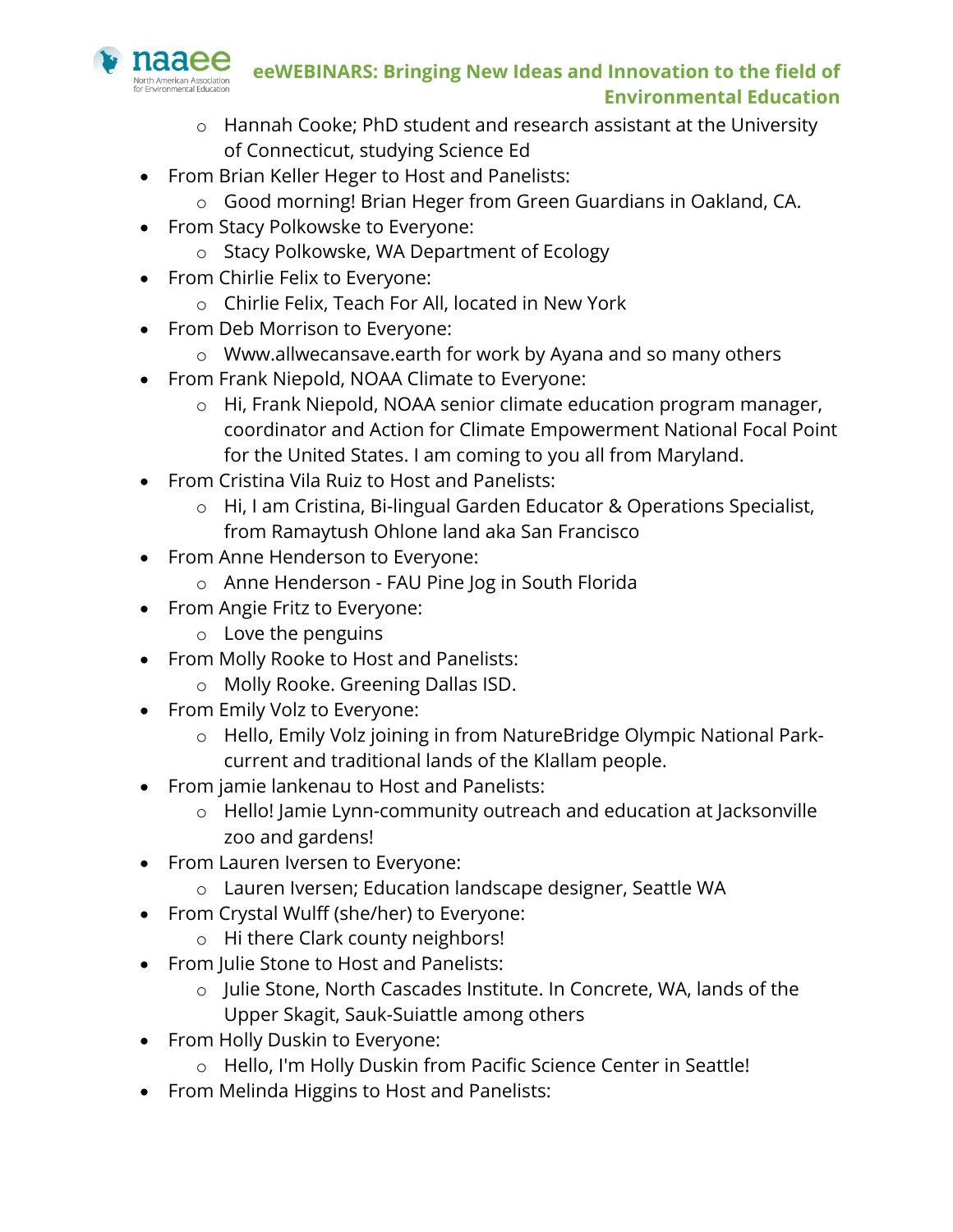- Hannah Cooke; PhD student and research assistant at the University of Connecticut, studying Science Ed
- From Brian Keller Heger to Host and Panelists:
  - Good morning! Brian Heger from Green Guardians in Oakland, CA.
- From Stacy Polkowske to Everyone:
  - Stacy Polkowske, WA Department of Ecology
- From Chirlie Felix to Everyone:
  - Chirlie Felix, Teach For All, located in New York
- From Deb Morrison to Everyone:
  - Www.allwecansave.earth for work by Ayana and so many others
- From Frank Niepold, NOAA Climate to Everyone:
  - Hi, Frank Niepold, NOAA senior climate education program manager, coordinator and Action for Climate Empowerment National Focal Point for the United States. I am coming to you all from Maryland.
- From Cristina Vila Ruiz to Host and Panelists:
  - Hi, I am Cristina, Bi-lingual Garden Educator & Operations Specialist, from Ramaytush Ohlone land aka San Francisco
- From Anne Henderson to Everyone:
  - Anne Henderson - FAU Pine Jog in South Florida
- From Angie Fritz to Everyone:
  - Love the penguins
- From Molly Rooke to Host and Panelists:
  - Molly Rooke. Greening Dallas ISD.
- From Emily Volz to Everyone:
  - Hello, Emily Volz joining in from NatureBridge Olympic National Park- current and traditional lands of the Klallam people.
- From jamie lankenau to Host and Panelists:
  - Hello! Jamie Lynn-community outreach and education at Jacksonville zoo and gardens!
- From Lauren Iversen to Everyone:
  - Lauren Iversen; Education landscape designer, Seattle WA
- From Crystal Wulff (she/her) to Everyone:
  - Hi there Clark county neighbors!
- From Julie Stone to Host and Panelists:
  - Julie Stone, North Cascades Institute. In Concrete, WA, lands of the Upper Skagit, Sauk-Suiattle among others
- From Holly Duskin to Everyone:
  - Hello, I'm Holly Duskin from Pacific Science Center in Seattle!
- From Melinda Higgins to Host and Panelists: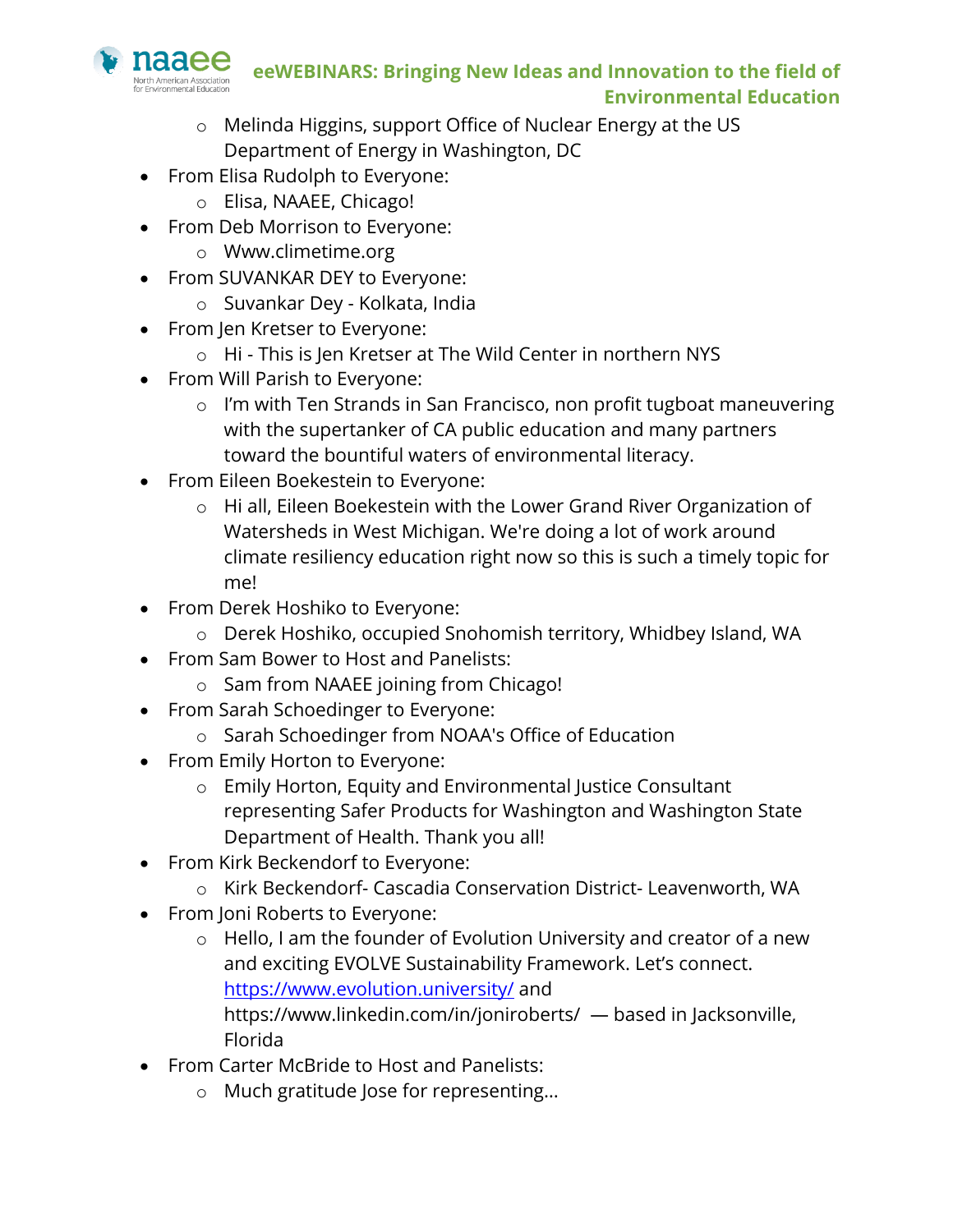- Melinda Higgins, support Office of Nuclear Energy at the US Department of Energy in Washington, DC

- From Elisa Rudolph to Everyone:
  - Elisa, NAAEE, Chicago!
- From Deb Morrison to Everyone:
  - Www.climetime.org
- From SUVANKAR DEY to Everyone:
  - Suvankar Dey - Kolkata, India
- From Jen Kretser to Everyone:
  - Hi - This is Jen Kretser at The Wild Center in northern NYS
- From Will Parish to Everyone:
  - I'm with Ten Strands in San Francisco, non profit tugboat maneuvering with the supertanker of CA public education and many partners toward the bountiful waters of environmental literacy.
- From Eileen Boekestein to Everyone:
  - Hi all, Eileen Boekestein with the Lower Grand River Organization of Watersheds in West Michigan. We're doing a lot of work around climate resiliency education right now so this is such a timely topic for me!
- From Derek Hoshiko to Everyone:
  - Derek Hoshiko, occupied Snohomish territory, Whidbey Island, WA
- From Sam Bower to Host and Panelists:
  - Sam from NAAEE joining from Chicago!
- From Sarah Schoedinger to Everyone:
  - Sarah Schoedinger from NOAA's Office of Education
- From Emily Horton to Everyone:
  - Emily Horton, Equity and Environmental Justice Consultant representing Safer Products for Washington and Washington State Department of Health. Thank you all!
- From Kirk Beckendorf to Everyone:
  - Kirk Beckendorf- Cascadia Conservation District- Leavenworth, WA
- From Joni Roberts to Everyone:
  - Hello, I am the founder of Evolution University and creator of a new and exciting EVOLVE Sustainability Framework. Let's connect. https://www.evolution.university/ and https://www.linkedin.com/in/joniroberts/ — based in Jacksonville, Florida
- From Carter McBride to Host and Panelists:
  - Much gratitude Jose for representing…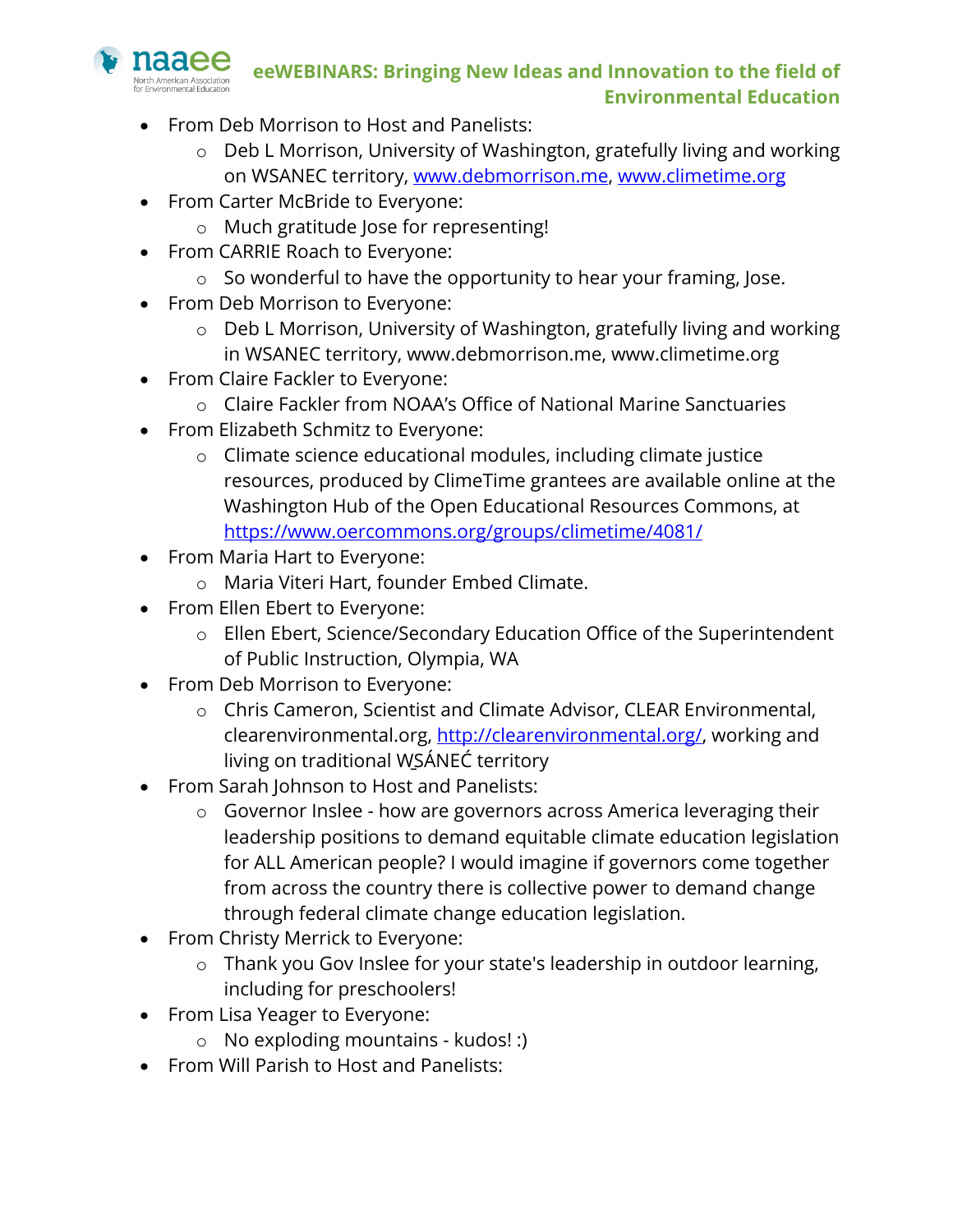- From Deb Morrison to Host and Panelists:
  - Deb L Morrison, University of Washington, gratefully living and working on WSANEC territory, [www.debmorrison.me](www.debmorrison.me), [www.climetime.org](www.climetime.org)
- From Carter McBride to Everyone:
  - Much gratitude Jose for representing!
- From CARRIE Roach to Everyone:
  - So wonderful to have the opportunity to hear your framing, Jose.
- From Deb Morrison to Everyone:
  - Deb L Morrison, University of Washington, gratefully living and working in WSANEC territory, www.debmorrison.me, www.climetime.org
- From Claire Fackler to Everyone:
  - Claire Fackler from NOAA's Office of National Marine Sanctuaries
- From Elizabeth Schmitz to Everyone:
  - Climate science educational modules, including climate justice resources, produced by ClimeTime grantees are available online at the Washington Hub of the Open Educational Resources Commons, at [https://www.oercommons.org/groups/climetime/4081/](https://www.oercommons.org/groups/climetime/4081/)
- From Maria Hart to Everyone:
  - Maria Viteri Hart, founder Embed Climate.
- From Ellen Ebert to Everyone:
  - Ellen Ebert, Science/Secondary Education Office of the Superintendent of Public Instruction, Olympia, WA
- From Deb Morrison to Everyone:
  - Chris Cameron, Scientist and Climate Advisor, CLEAR Environmental, clearenvironmental.org, [http://clearenvironmental.org/](http://clearenvironmental.org/), working and living on traditional W̱SÁNEĆ territory
- From Sarah Johnson to Host and Panelists:
  - Governor Inslee - how are governors across America leveraging their leadership positions to demand equitable climate education legislation for ALL American people? I would imagine if governors come together from across the country there is collective power to demand change through federal climate change education legislation.
- From Christy Merrick to Everyone:
  - Thank you Gov Inslee for your state's leadership in outdoor learning, including for preschoolers!
- From Lisa Yeager to Everyone:
  - No exploding mountains - kudos! :)
- From Will Parish to Host and Panelists: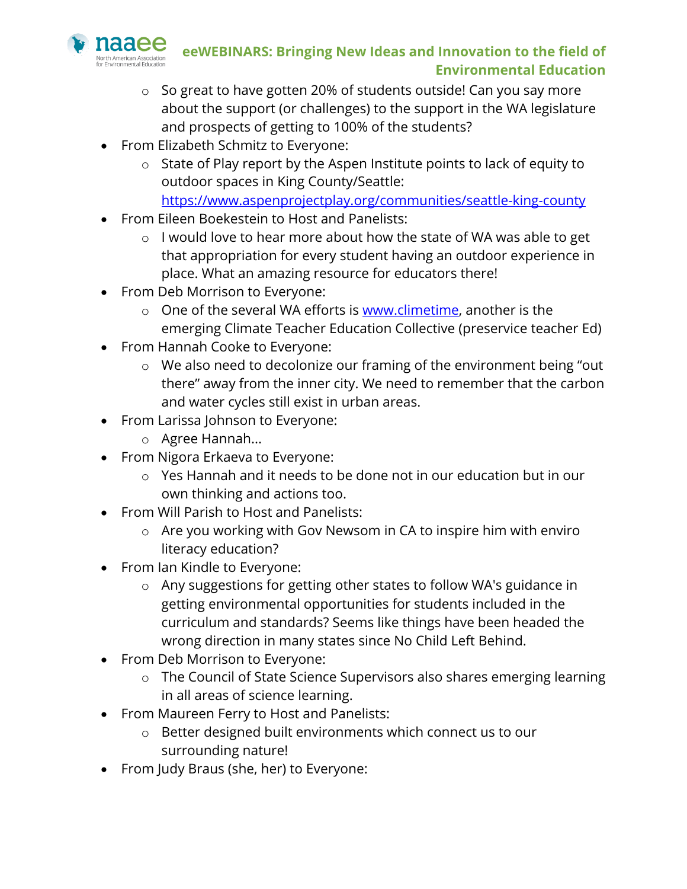- So great to have gotten 20% of students outside! Can you say more about the support (or challenges) to the support in the WA legislature and prospects of getting to 100% of the students?
- From Elizabeth Schmitz to Everyone:
  - State of Play report by the Aspen Institute points to lack of equity to outdoor spaces in King County/Seattle: https://www.aspenprojectplay.org/communities/seattle-king-county
- From Eileen Boekestein to Host and Panelists:
  - I would love to hear more about how the state of WA was able to get that appropriation for every student having an outdoor experience in place. What an amazing resource for educators there!
- From Deb Morrison to Everyone:
  - One of the several WA efforts is www.climetime, another is the emerging Climate Teacher Education Collective (preservice teacher Ed)
- From Hannah Cooke to Everyone:
  - We also need to decolonize our framing of the environment being "out there" away from the inner city. We need to remember that the carbon and water cycles still exist in urban areas.
- From Larissa Johnson to Everyone:
  - Agree Hannah...
- From Nigora Erkaeva to Everyone:
  - Yes Hannah and it needs to be done not in our education but in our own thinking and actions too.
- From Will Parish to Host and Panelists:
  - Are you working with Gov Newsom in CA to inspire him with enviro literacy education?
- From Ian Kindle to Everyone:
  - Any suggestions for getting other states to follow WA's guidance in getting environmental opportunities for students included in the curriculum and standards? Seems like things have been headed the wrong direction in many states since No Child Left Behind.
- From Deb Morrison to Everyone:
  - The Council of State Science Supervisors also shares emerging learning in all areas of science learning.
- From Maureen Ferry to Host and Panelists:
  - Better designed built environments which connect us to our surrounding nature!
- From Judy Braus (she, her) to Everyone: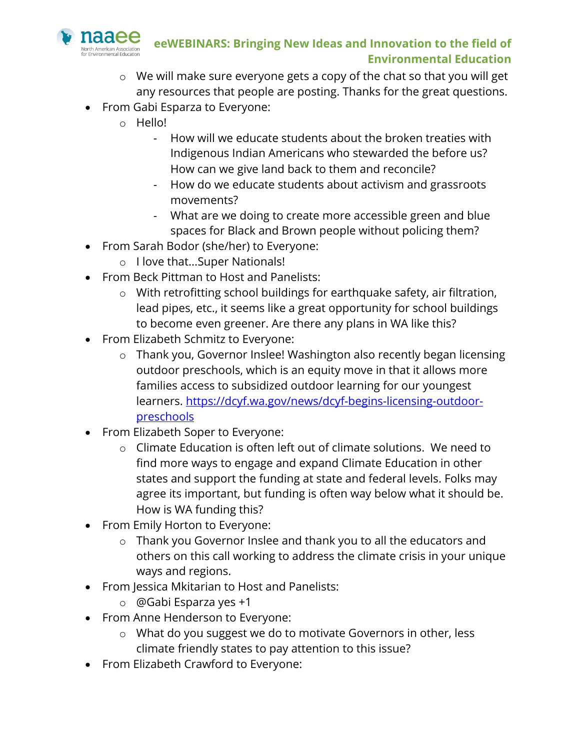- We will make sure everyone gets a copy of the chat so that you will get any resources that people are posting. Thanks for the great questions.

- From Gabi Esparza to Everyone:
  - Hello!
    - How will we educate students about the broken treaties with Indigenous Indian Americans who stewarded the before us? How can we give land back to them and reconcile?
    - How do we educate students about activism and grassroots movements?
    - What are we doing to create more accessible green and blue spaces for Black and Brown people without policing them?
- From Sarah Bodor (she/her) to Everyone:
  - I love that...Super Nationals!
- From Beck Pittman to Host and Panelists:
  - With retrofitting school buildings for earthquake safety, air filtration, lead pipes, etc., it seems like a great opportunity for school buildings to become even greener. Are there any plans in WA like this?
- From Elizabeth Schmitz to Everyone:
  - Thank you, Governor Inslee! Washington also recently began licensing outdoor preschools, which is an equity move in that it allows more families access to subsidized outdoor learning for our youngest learners. [https://dcyf.wa.gov/news/dcyf-begins-licensing-outdoor-preschools](https://dcyf.wa.gov/news/dcyf-begins-licensing-outdoor-preschools)
- From Elizabeth Soper to Everyone:
  - Climate Education is often left out of climate solutions. We need to find more ways to engage and expand Climate Education in other states and support the funding at state and federal levels. Folks may agree its important, but funding is often way below what it should be. How is WA funding this?
- From Emily Horton to Everyone:
  - Thank you Governor Inslee and thank you to all the educators and others on this call working to address the climate crisis in your unique ways and regions.
- From Jessica Mkitarian to Host and Panelists:
  - @Gabi Esparza yes +1
- From Anne Henderson to Everyone:
  - What do you suggest we do to motivate Governors in other, less climate friendly states to pay attention to this issue?
- From Elizabeth Crawford to Everyone: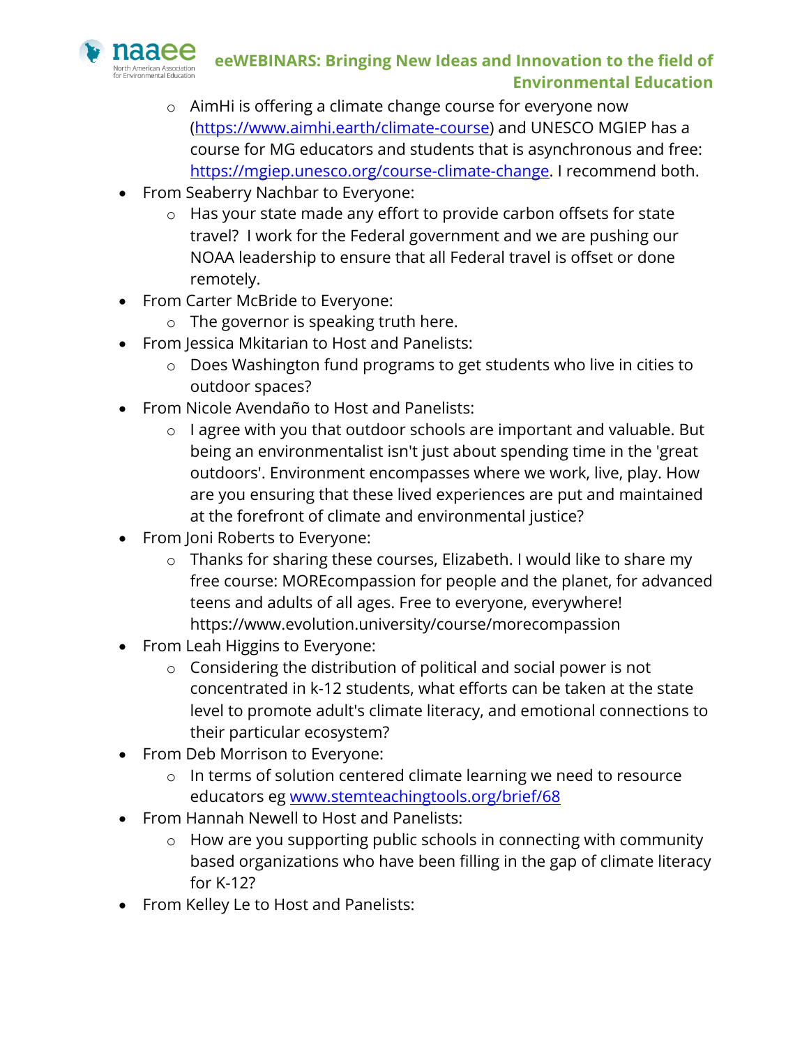- AimHi is offering a climate change course for everyone now ([https://www.aimhi.earth/climate-course](https://www.aimhi.earth/climate-course)) and UNESCO MGIEP has a course for MG educators and students that is asynchronous and free: [https://mgiep.unesco.org/course-climate-change](https://mgiep.unesco.org/course-climate-change). I recommend both.
- From Seaberry Nachbar to Everyone:
  - Has your state made any effort to provide carbon offsets for state travel? I work for the Federal government and we are pushing our NOAA leadership to ensure that all Federal travel is offset or done remotely.
- From Carter McBride to Everyone:
  - The governor is speaking truth here.
- From Jessica Mkitarian to Host and Panelists:
  - Does Washington fund programs to get students who live in cities to outdoor spaces?
- From Nicole Avendaño to Host and Panelists:
  - I agree with you that outdoor schools are important and valuable. But being an environmentalist isn't just about spending time in the 'great outdoors'. Environment encompasses where we work, live, play. How are you ensuring that these lived experiences are put and maintained at the forefront of climate and environmental justice?
- From Joni Roberts to Everyone:
  - Thanks for sharing these courses, Elizabeth. I would like to share my free course: MOREcompassion for people and the planet, for advanced teens and adults of all ages. Free to everyone, everywhere! https://www.evolution.university/course/morecompassion
- From Leah Higgins to Everyone:
  - Considering the distribution of political and social power is not concentrated in k-12 students, what efforts can be taken at the state level to promote adult's climate literacy, and emotional connections to their particular ecosystem?
- From Deb Morrison to Everyone:
  - In terms of solution centered climate learning we need to resource educators eg [www.stemteachingtools.org/brief/68](www.stemteachingtools.org/brief/68)
- From Hannah Newell to Host and Panelists:
  - How are you supporting public schools in connecting with community based organizations who have been filling in the gap of climate literacy for K-12?
- From Kelley Le to Host and Panelists: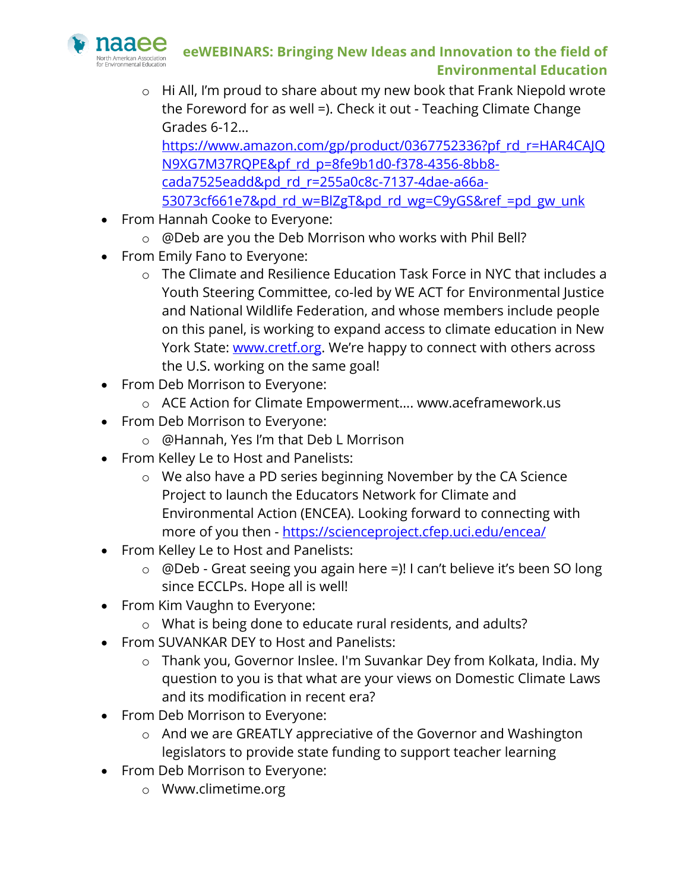- Hi All, I'm proud to share about my new book that Frank Niepold wrote the Foreword for as well =). Check it out - Teaching Climate Change Grades 6-12… https://www.amazon.com/gp/product/0367752336?pf_rd_r=HAR4CAJQN9XG7M37RQPE&pf_rd_p=8fe9b1d0-f378-4356-8bb8-cada7525eadd&pd_rd_r=255a0c8c-7137-4dae-a66a-53073cf661e7&pd_rd_w=BlZgT&pd_rd_wg=C9yGS&ref_=pd_gw_unk
- From Hannah Cooke to Everyone:
  - @Deb are you the Deb Morrison who works with Phil Bell?
- From Emily Fano to Everyone:
  - The Climate and Resilience Education Task Force in NYC that includes a Youth Steering Committee, co-led by WE ACT for Environmental Justice and National Wildlife Federation, and whose members include people on this panel, is working to expand access to climate education in New York State: www.cretf.org. We're happy to connect with others across the U.S. working on the same goal!
- From Deb Morrison to Everyone:
  - ACE Action for Climate Empowerment…. www.aceframework.us
- From Deb Morrison to Everyone:
  - @Hannah, Yes I'm that Deb L Morrison
- From Kelley Le to Host and Panelists:
  - We also have a PD series beginning November by the CA Science Project to launch the Educators Network for Climate and Environmental Action (ENCEA). Looking forward to connecting with more of you then - https://scienceproject.cfep.uci.edu/encea/
- From Kelley Le to Host and Panelists:
  - @Deb - Great seeing you again here =)! I can't believe it's been SO long since ECCLPs. Hope all is well!
- From Kim Vaughn to Everyone:
  - What is being done to educate rural residents, and adults?
- From SUVANKAR DEY to Host and Panelists:
  - Thank you, Governor Inslee. I'm Suvankar Dey from Kolkata, India. My question to you is that what are your views on Domestic Climate Laws and its modification in recent era?
- From Deb Morrison to Everyone:
  - And we are GREATLY appreciative of the Governor and Washington legislators to provide state funding to support teacher learning
- From Deb Morrison to Everyone:
  - Www.climetime.org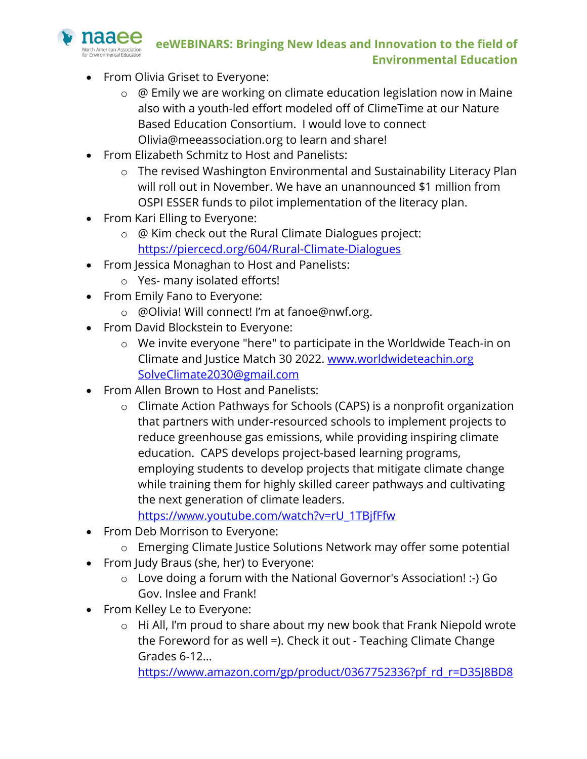- From Olivia Griset to Everyone:
    - @ Emily we are working on climate education legislation now in Maine also with a youth-led effort modeled off of ClimeTime at our Nature Based Education Consortium. I would love to connect Olivia@meeassociation.org to learn and share!
- From Elizabeth Schmitz to Host and Panelists:
    - The revised Washington Environmental and Sustainability Literacy Plan will roll out in November. We have an unannounced $1 million from OSPI ESSER funds to pilot implementation of the literacy plan.
- From Kari Elling to Everyone:
    - @ Kim check out the Rural Climate Dialogues project: https://piercecd.org/604/Rural-Climate-Dialogues
- From Jessica Monaghan to Host and Panelists:
    - Yes- many isolated efforts!
- From Emily Fano to Everyone:
    - @Olivia! Will connect! I'm at fanoe@nwf.org.
- From David Blockstein to Everyone:
    - We invite everyone "here" to participate in the Worldwide Teach-in on Climate and Justice Match 30 2022. www.worldwideteachin.org SolveClimate2030@gmail.com
- From Allen Brown to Host and Panelists:
    - Climate Action Pathways for Schools (CAPS) is a nonprofit organization that partners with under-resourced schools to implement projects to reduce greenhouse gas emissions, while providing inspiring climate education. CAPS develops project-based learning programs, employing students to develop projects that mitigate climate change while training them for highly skilled career pathways and cultivating the next generation of climate leaders. https://www.youtube.com/watch?v=rU_1TBjfFfw
- From Deb Morrison to Everyone:
    - Emerging Climate Justice Solutions Network may offer some potential
- From Judy Braus (she, her) to Everyone:
    - Love doing a forum with the National Governor's Association! :-) Go Gov. Inslee and Frank!
- From Kelley Le to Everyone:
    - Hi All, I'm proud to share about my new book that Frank Niepold wrote the Foreword for as well =). Check it out - Teaching Climate Change Grades 6-12... https://www.amazon.com/gp/product/0367752336?pf_rd_r=D35J8BD8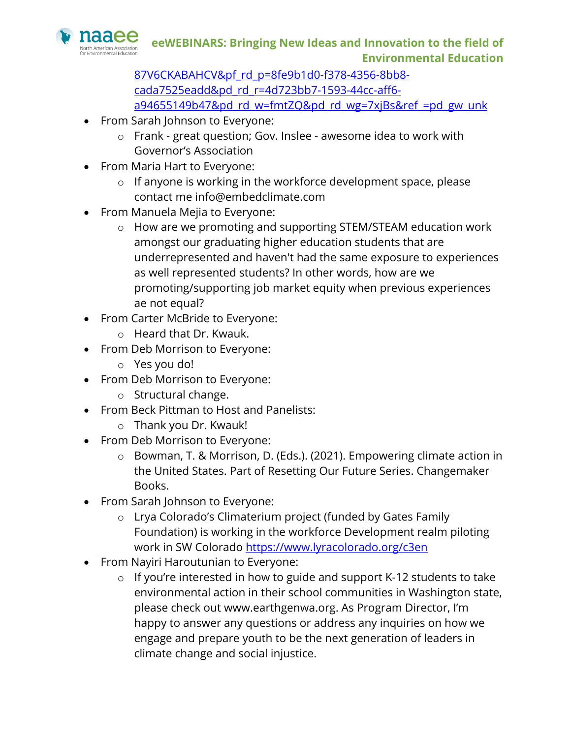87V6CKABAHCV&pf_rd_p=8fe9b1d0-f378-4356-8bb8-cada7525eadd&pd_rd_r=4d723bb7-1593-44cc-aff6-a94655149b47&pd_rd_w=fmtZQ&pd_rd_wg=7xjBs&ref_=pd_gw_unk

- From Sarah Johnson to Everyone:
  - Frank - great question; Gov. Inslee - awesome idea to work with Governor's Association
- From Maria Hart to Everyone:
  - If anyone is working in the workforce development space, please contact me info@embedclimate.com
- From Manuela Mejia to Everyone:
  - How are we promoting and supporting STEM/STEAM education work amongst our graduating higher education students that are underrepresented and haven't had the same exposure to experiences as well represented students? In other words, how are we promoting/supporting job market equity when previous experiences ae not equal?
- From Carter McBride to Everyone:
  - Heard that Dr. Kwauk.
- From Deb Morrison to Everyone:
  - Yes you do!
- From Deb Morrison to Everyone:
  - Structural change.
- From Beck Pittman to Host and Panelists:
  - Thank you Dr. Kwauk!
- From Deb Morrison to Everyone:
  - Bowman, T. & Morrison, D. (Eds.). (2021). Empowering climate action in the United States. Part of Resetting Our Future Series. Changemaker Books.
- From Sarah Johnson to Everyone:
  - Lrya Colorado's Climaterium project (funded by Gates Family Foundation) is working in the workforce Development realm piloting work in SW Colorado https://www.lyracolorado.org/c3en
- From Nayiri Haroutunian to Everyone:
  - If you're interested in how to guide and support K-12 students to take environmental action in their school communities in Washington state, please check out www.earthgenwa.org. As Program Director, I'm happy to answer any questions or address any inquiries on how we engage and prepare youth to be the next generation of leaders in climate change and social injustice.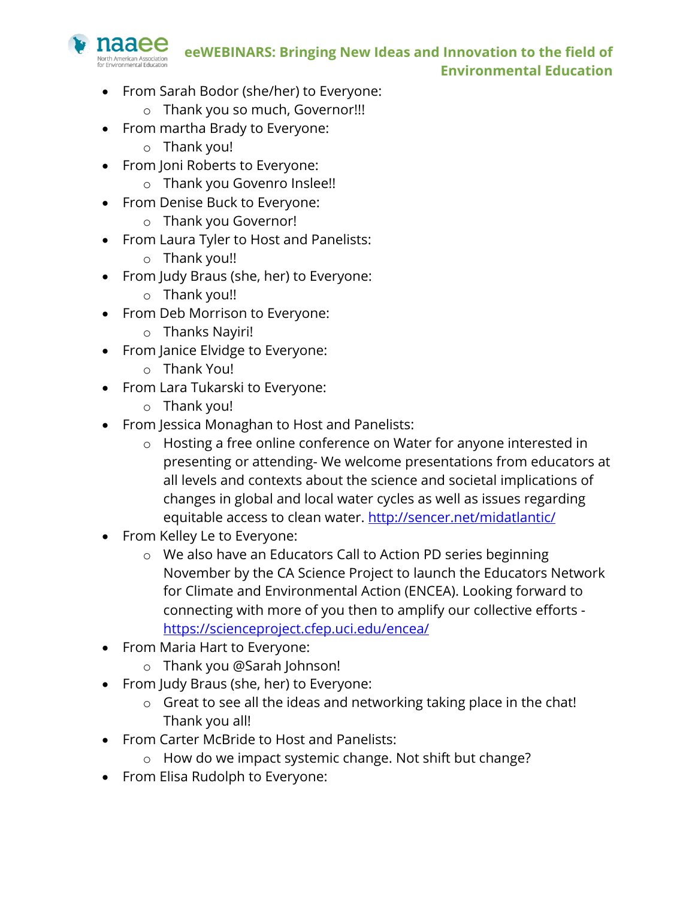- From Sarah Bodor (she/her) to Everyone:
  - Thank you so much, Governor!!!
- From martha Brady to Everyone:
  - Thank you!
- From Joni Roberts to Everyone:
  - Thank you Govenro Inslee!!
- From Denise Buck to Everyone:
  - Thank you Governor!
- From Laura Tyler to Host and Panelists:
  - Thank you!!
- From Judy Braus (she, her) to Everyone:
  - Thank you!!
- From Deb Morrison to Everyone:
  - Thanks Nayiri!
- From Janice Elvidge to Everyone:
  - Thank You!
- From Lara Tukarski to Everyone:
  - Thank you!
- From Jessica Monaghan to Host and Panelists:
  - Hosting a free online conference on Water for anyone interested in presenting or attending- We welcome presentations from educators at all levels and contexts about the science and societal implications of changes in global and local water cycles as well as issues regarding equitable access to clean water. http://sencer.net/midatlantic/
- From Kelley Le to Everyone:
  - We also have an Educators Call to Action PD series beginning November by the CA Science Project to launch the Educators Network for Climate and Environmental Action (ENCEA). Looking forward to connecting with more of you then to amplify our collective efforts - https://scienceproject.cfep.uci.edu/encea/
- From Maria Hart to Everyone:
  - Thank you @Sarah Johnson!
- From Judy Braus (she, her) to Everyone:
  - Great to see all the ideas and networking taking place in the chat! Thank you all!
- From Carter McBride to Host and Panelists:
  - How do we impact systemic change. Not shift but change?
- From Elisa Rudolph to Everyone: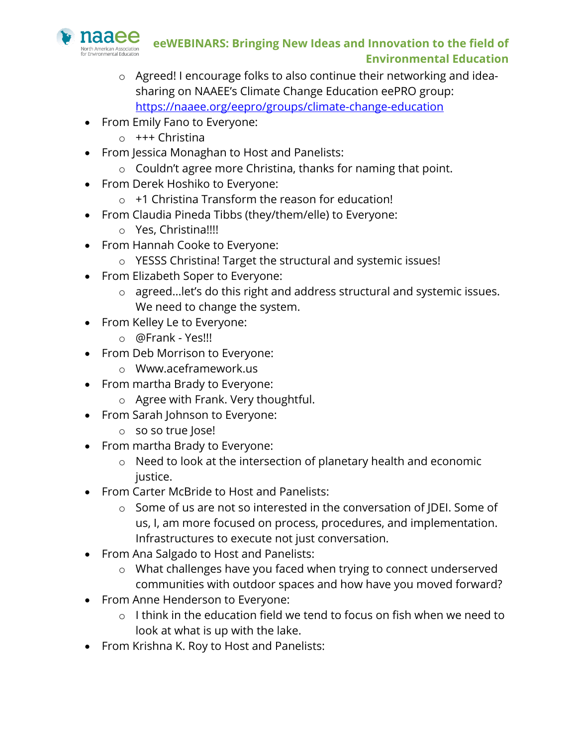- Agreed! I encourage folks to also continue their networking and idea-sharing on NAAEE's Climate Change Education eePRO group: https://naaee.org/eepro/groups/climate-change-education

- From Emily Fano to Everyone:
  - +++ Christina
- From Jessica Monaghan to Host and Panelists:
  - Couldn't agree more Christina, thanks for naming that point.
- From Derek Hoshiko to Everyone:
  - +1 Christina Transform the reason for education!
- From Claudia Pineda Tibbs (they/them/elle) to Everyone:
  - Yes, Christina!!!!
- From Hannah Cooke to Everyone:
  - YESSS Christina! Target the structural and systemic issues!
- From Elizabeth Soper to Everyone:
  - agreed...let's do this right and address structural and systemic issues. We need to change the system.
- From Kelley Le to Everyone:
  - @Frank - Yes!!!
- From Deb Morrison to Everyone:
  - Www.aceframework.us
- From martha Brady to Everyone:
  - Agree with Frank. Very thoughtful.
- From Sarah Johnson to Everyone:
  - so so true Jose!
- From martha Brady to Everyone:
  - Need to look at the intersection of planetary health and economic justice.
- From Carter McBride to Host and Panelists:
  - Some of us are not so interested in the conversation of JDEI. Some of us, I, am more focused on process, procedures, and implementation. Infrastructures to execute not just conversation.
- From Ana Salgado to Host and Panelists:
  - What challenges have you faced when trying to connect underserved communities with outdoor spaces and how have you moved forward?
- From Anne Henderson to Everyone:
  - I think in the education field we tend to focus on fish when we need to look at what is up with the lake.
- From Krishna K. Roy to Host and Panelists: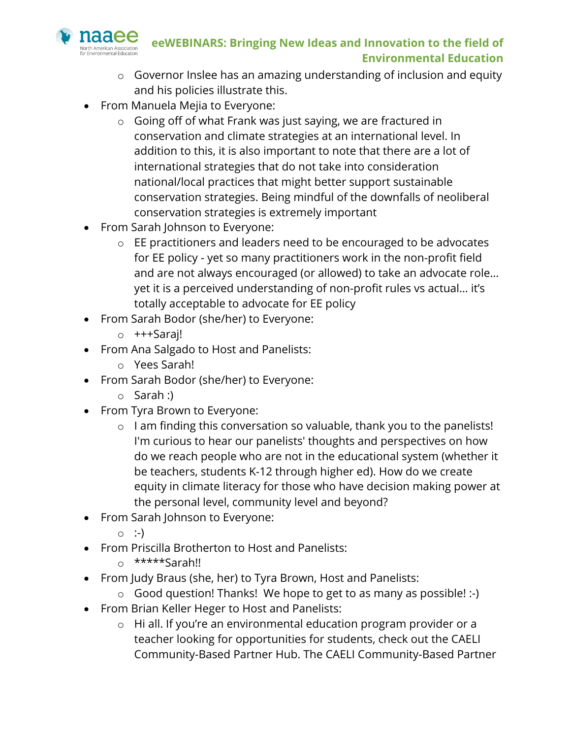- Governor Inslee has an amazing understanding of inclusion and equity and his policies illustrate this.
- From Manuela Mejia to Everyone:
  - Going off of what Frank was just saying, we are fractured in conservation and climate strategies at an international level. In addition to this, it is also important to note that there are a lot of international strategies that do not take into consideration national/local practices that might better support sustainable conservation strategies. Being mindful of the downfalls of neoliberal conservation strategies is extremely important
- From Sarah Johnson to Everyone:
  - EE practitioners and leaders need to be encouraged to be advocates for EE policy - yet so many practitioners work in the non-profit field and are not always encouraged (or allowed) to take an advocate role… yet it is a perceived understanding of non-profit rules vs actual… it's totally acceptable to advocate for EE policy
- From Sarah Bodor (she/her) to Everyone:
  - +++Saraj!
- From Ana Salgado to Host and Panelists:
  - Yees Sarah!
- From Sarah Bodor (she/her) to Everyone:
  - Sarah :)
- From Tyra Brown to Everyone:
  - I am finding this conversation so valuable, thank you to the panelists! I'm curious to hear our panelists' thoughts and perspectives on how do we reach people who are not in the educational system (whether it be teachers, students K-12 through higher ed). How do we create equity in climate literacy for those who have decision making power at the personal level, community level and beyond?
- From Sarah Johnson to Everyone:
  - :-)
- From Priscilla Brotherton to Host and Panelists:
  - *****Sarah!!
- From Judy Braus (she, her) to Tyra Brown, Host and Panelists:
  - Good question! Thanks! We hope to get to as many as possible! :-)
- From Brian Keller Heger to Host and Panelists:
  - Hi all. If you're an environmental education program provider or a teacher looking for opportunities for students, check out the CAELI Community-Based Partner Hub. The CAELI Community-Based Partner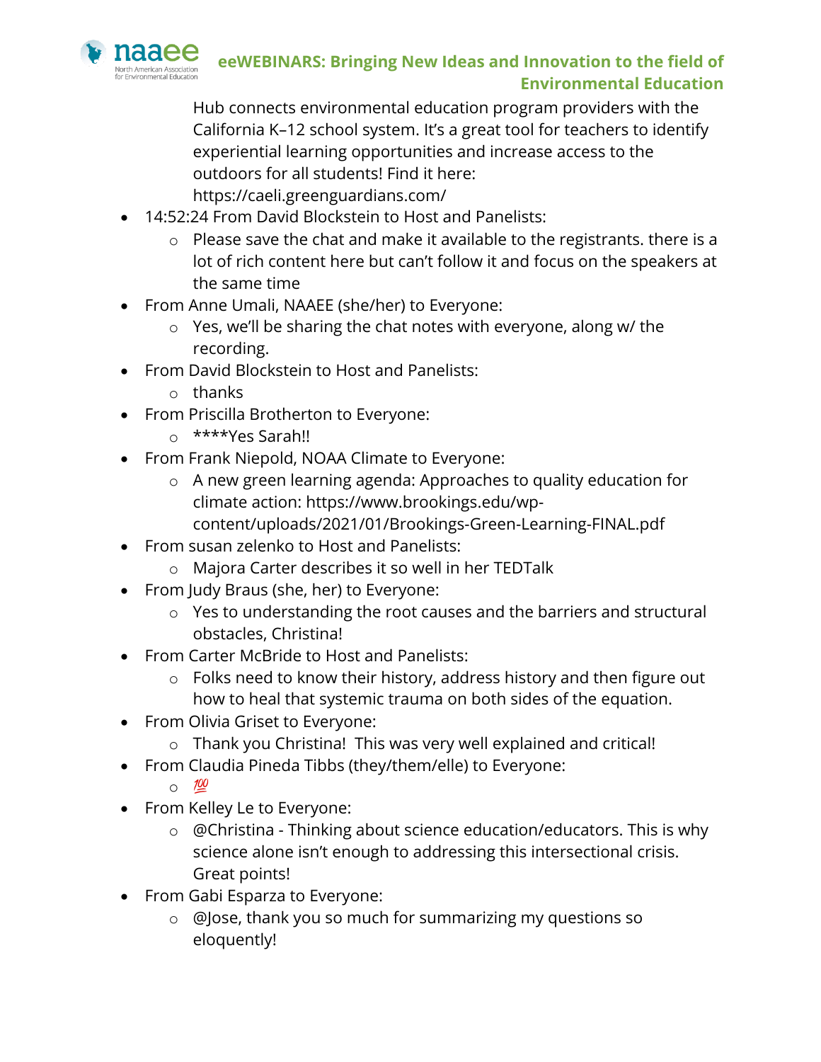Hub connects environmental education program providers with the California K–12 school system. It's a great tool for teachers to identify experiential learning opportunities and increase access to the outdoors for all students! Find it here: https://caeli.greenguardians.com/

- 14:52:24 From David Blockstein to Host and Panelists:
  - Please save the chat and make it available to the registrants. there is a lot of rich content here but can't follow it and focus on the speakers at the same time
- From Anne Umali, NAAEE (she/her) to Everyone:
  - Yes, we'll be sharing the chat notes with everyone, along w/ the recording.
- From David Blockstein to Host and Panelists:
  - thanks
- From Priscilla Brotherton to Everyone:
  - ****Yes Sarah!!
- From Frank Niepold, NOAA Climate to Everyone:
  - A new green learning agenda: Approaches to quality education for climate action: https://www.brookings.edu/wp-content/uploads/2021/01/Brookings-Green-Learning-FINAL.pdf
- From susan zelenko to Host and Panelists:
  - Majora Carter describes it so well in her TEDTalk
- From Judy Braus (she, her) to Everyone:
  - Yes to understanding the root causes and the barriers and structural obstacles, Christina!
- From Carter McBride to Host and Panelists:
  - Folks need to know their history, address history and then figure out how to heal that systemic trauma on both sides of the equation.
- From Olivia Griset to Everyone:
  - Thank you Christina!  This was very well explained and critical!
- From Claudia Pineda Tibbs (they/them/elle) to Everyone:
  - 💯
- From Kelley Le to Everyone:
  - @Christina - Thinking about science education/educators. This is why science alone isn't enough to addressing this intersectional crisis. Great points!
- From Gabi Esparza to Everyone:
  - @Jose, thank you so much for summarizing my questions so eloquently!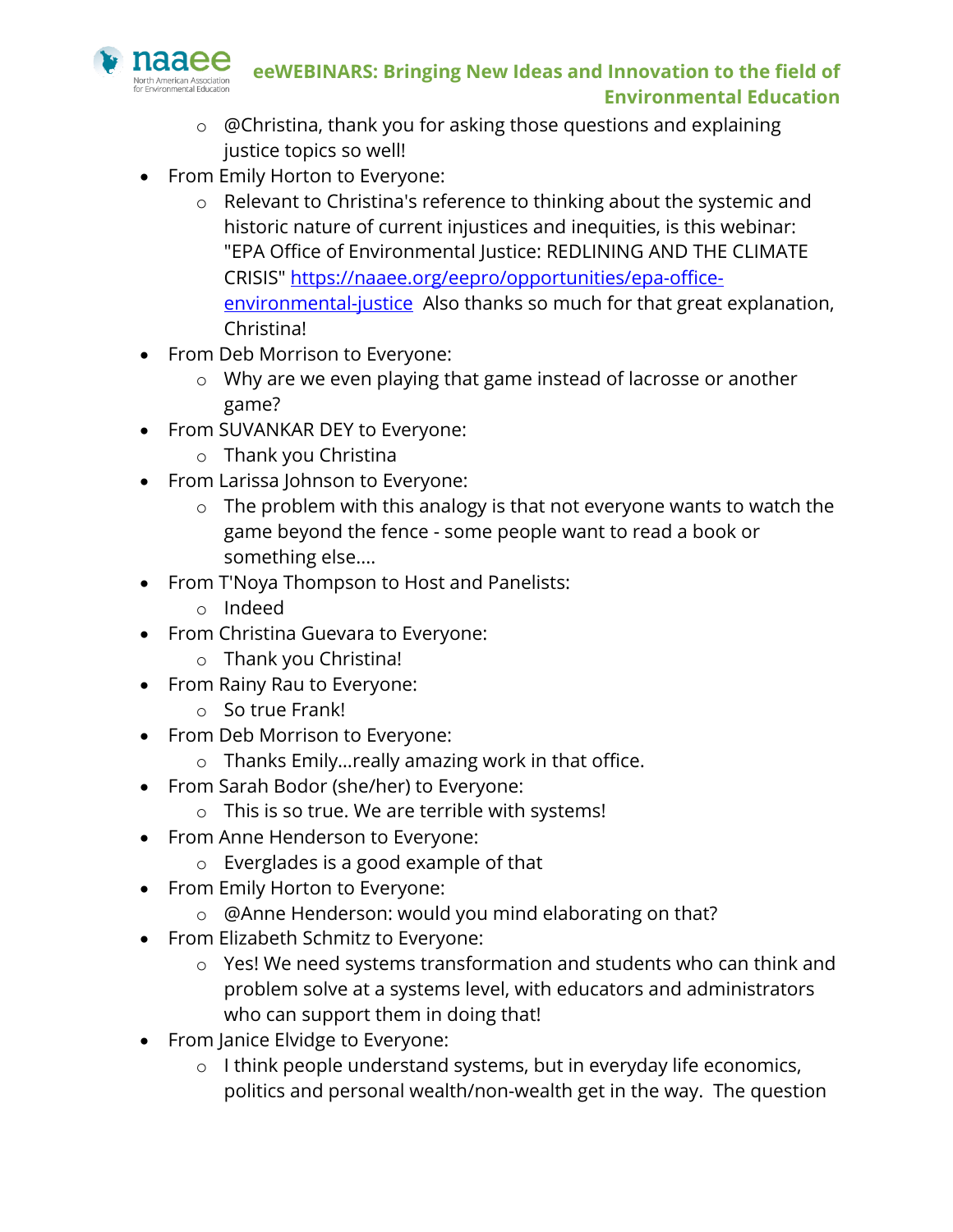- @Christina, thank you for asking those questions and explaining justice topics so well!

- From Emily Horton to Everyone:
  - Relevant to Christina's reference to thinking about the systemic and historic nature of current injustices and inequities, is this webinar: "EPA Office of Environmental Justice: REDLINING AND THE CLIMATE CRISIS" [https://naaee.org/eepro/opportunities/epa-office-environmental-justice](https://naaee.org/eepro/opportunities/epa-office-environmental-justice) Also thanks so much for that great explanation, Christina!
- From Deb Morrison to Everyone:
  - Why are we even playing that game instead of lacrosse or another game?
- From SUVANKAR DEY to Everyone:
  - Thank you Christina
- From Larissa Johnson to Everyone:
  - The problem with this analogy is that not everyone wants to watch the game beyond the fence - some people want to read a book or something else....
- From T'Noya Thompson to Host and Panelists:
  - Indeed
- From Christina Guevara to Everyone:
  - Thank you Christina!
- From Rainy Rau to Everyone:
  - So true Frank!
- From Deb Morrison to Everyone:
  - Thanks Emily...really amazing work in that office.
- From Sarah Bodor (she/her) to Everyone:
  - This is so true. We are terrible with systems!
- From Anne Henderson to Everyone:
  - Everglades is a good example of that
- From Emily Horton to Everyone:
  - @Anne Henderson: would you mind elaborating on that?
- From Elizabeth Schmitz to Everyone:
  - Yes! We need systems transformation and students who can think and problem solve at a systems level, with educators and administrators who can support them in doing that!
- From Janice Elvidge to Everyone:
  - I think people understand systems, but in everyday life economics, politics and personal wealth/non-wealth get in the way. The question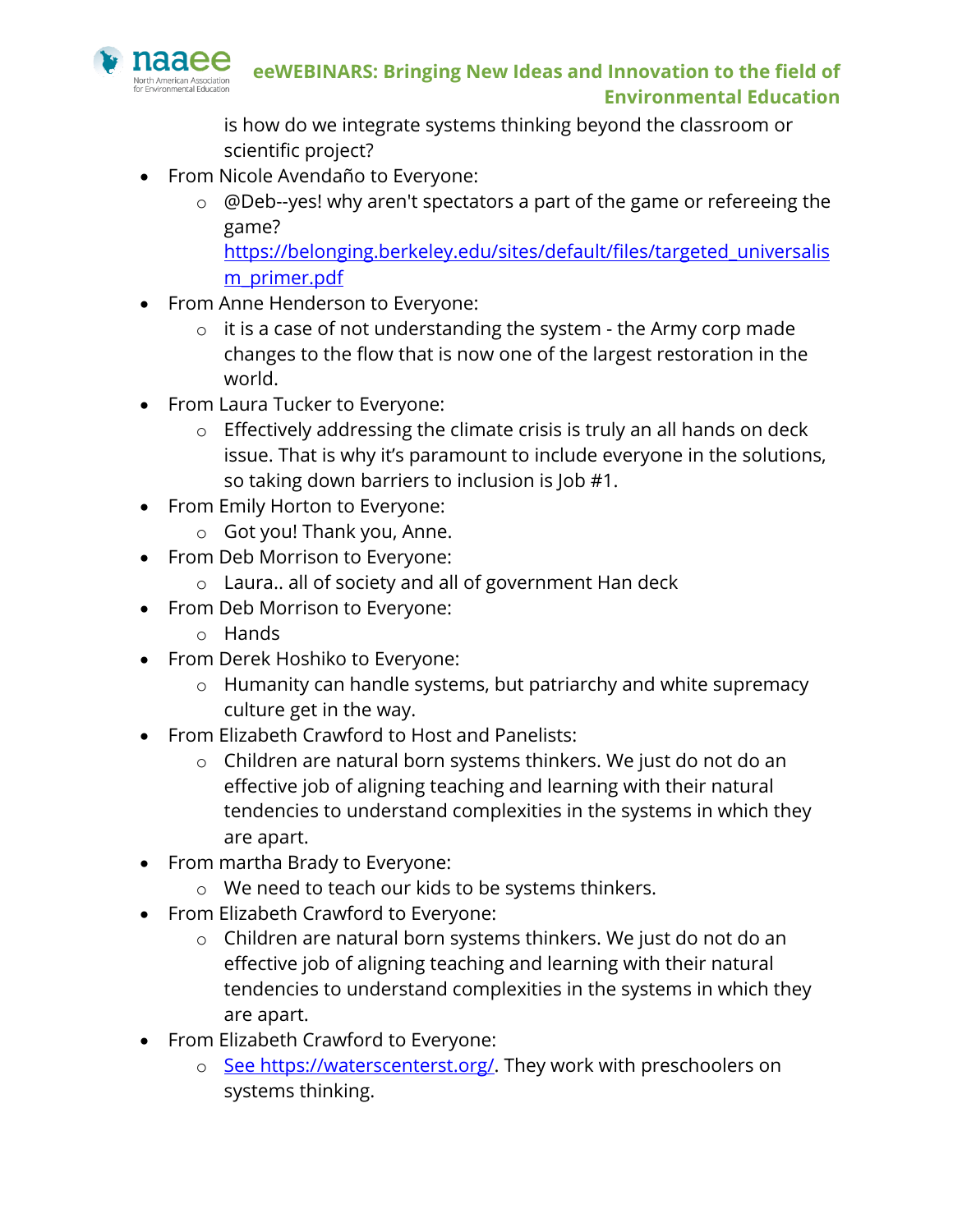is how do we integrate systems thinking beyond the classroom or scientific project?

- From Nicole Avendaño to Everyone:
  - @Deb--yes! why aren't spectators a part of the game or refereeing the game? [https://belonging.berkeley.edu/sites/default/files/targeted_universalism_primer.pdf](https://belonging.berkeley.edu/sites/default/files/targeted_universalism_primer.pdf)
- From Anne Henderson to Everyone:
  - it is a case of not understanding the system - the Army corp made changes to the flow that is now one of the largest restoration in the world.
- From Laura Tucker to Everyone:
  - Effectively addressing the climate crisis is truly an all hands on deck issue. That is why it's paramount to include everyone in the solutions, so taking down barriers to inclusion is Job #1.
- From Emily Horton to Everyone:
  - Got you! Thank you, Anne.
- From Deb Morrison to Everyone:
  - Laura.. all of society and all of government Han deck
- From Deb Morrison to Everyone:
  - Hands
- From Derek Hoshiko to Everyone:
  - Humanity can handle systems, but patriarchy and white supremacy culture get in the way.
- From Elizabeth Crawford to Host and Panelists:
  - Children are natural born systems thinkers. We just do not do an effective job of aligning teaching and learning with their natural tendencies to understand complexities in the systems in which they are apart.
- From martha Brady to Everyone:
  - We need to teach our kids to be systems thinkers.
- From Elizabeth Crawford to Everyone:
  - Children are natural born systems thinkers. We just do not do an effective job of aligning teaching and learning with their natural tendencies to understand complexities in the systems in which they are apart.
- From Elizabeth Crawford to Everyone:
  - [See https://waterscenterst.org/](https://waterscenterst.org/). They work with preschoolers on systems thinking.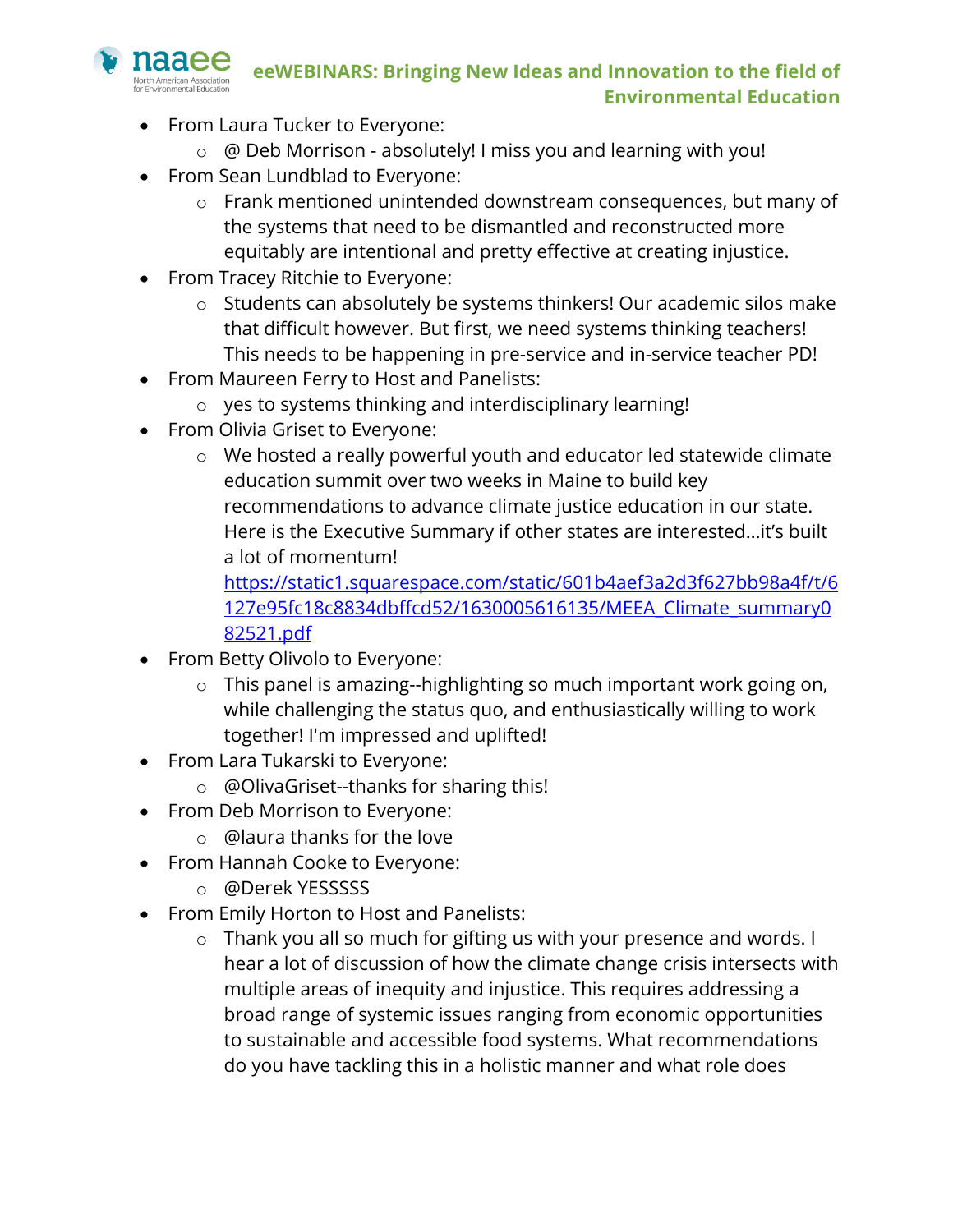- From Laura Tucker to Everyone:
    - @ Deb Morrison - absolutely! I miss you and learning with you!
- From Sean Lundblad to Everyone:
    - Frank mentioned unintended downstream consequences, but many of the systems that need to be dismantled and reconstructed more equitably are intentional and pretty effective at creating injustice.
- From Tracey Ritchie to Everyone:
    - Students can absolutely be systems thinkers! Our academic silos make that difficult however. But first, we need systems thinking teachers! This needs to be happening in pre-service and in-service teacher PD!
- From Maureen Ferry to Host and Panelists:
    - yes to systems thinking and interdisciplinary learning!
- From Olivia Griset to Everyone:
    - We hosted a really powerful youth and educator led statewide climate education summit over two weeks in Maine to build key recommendations to advance climate justice education in our state. Here is the Executive Summary if other states are interested…it's built a lot of momentum! [https://static1.squarespace.com/static/601b4aef3a2d3f627bb98a4f/t/6127e95fc18c8834dbffcd52/1630005616135/MEEA_Climate_summary082521.pdf](https://static1.squarespace.com/static/601b4aef3a2d3f627bb98a4f/t/6127e95fc18c8834dbffcd52/1630005616135/MEEA_Climate_summary082521.pdf)
- From Betty Olivolo to Everyone:
    - This panel is amazing--highlighting so much important work going on, while challenging the status quo, and enthusiastically willing to work together! I'm impressed and uplifted!
- From Lara Tukarski to Everyone:
    - @OlivaGriset--thanks for sharing this!
- From Deb Morrison to Everyone:
    - @laura thanks for the love
- From Hannah Cooke to Everyone:
    - @Derek YESSSSS
- From Emily Horton to Host and Panelists:
    - Thank you all so much for gifting us with your presence and words. I hear a lot of discussion of how the climate change crisis intersects with multiple areas of inequity and injustice. This requires addressing a broad range of systemic issues ranging from economic opportunities to sustainable and accessible food systems. What recommendations do you have tackling this in a holistic manner and what role does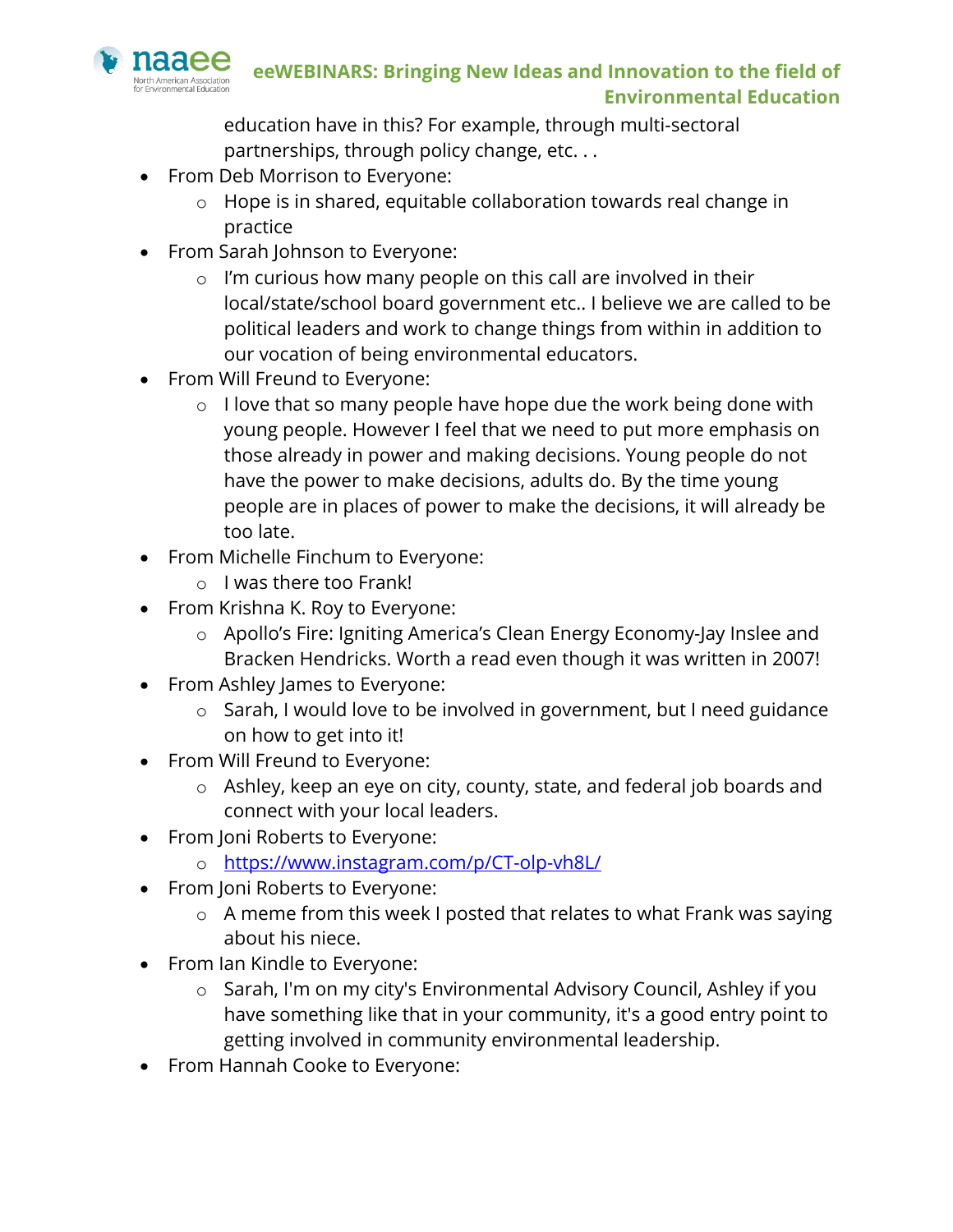education have in this? For example, through multi-sectoral partnerships, through policy change, etc. . .

- From Deb Morrison to Everyone:
  - Hope is in shared, equitable collaboration towards real change in practice
- From Sarah Johnson to Everyone:
  - I'm curious how many people on this call are involved in their local/state/school board government etc.. I believe we are called to be political leaders and work to change things from within in addition to our vocation of being environmental educators.
- From Will Freund to Everyone:
  - I love that so many people have hope due the work being done with young people. However I feel that we need to put more emphasis on those already in power and making decisions. Young people do not have the power to make decisions, adults do. By the time young people are in places of power to make the decisions, it will already be too late.
- From Michelle Finchum to Everyone:
  - I was there too Frank!
- From Krishna K. Roy to Everyone:
  - Apollo's Fire: Igniting America's Clean Energy Economy-Jay Inslee and Bracken Hendricks. Worth a read even though it was written in 2007!
- From Ashley James to Everyone:
  - Sarah, I would love to be involved in government, but I need guidance on how to get into it!
- From Will Freund to Everyone:
  - Ashley, keep an eye on city, county, state, and federal job boards and connect with your local leaders.
- From Joni Roberts to Everyone:
  - [https://www.instagram.com/p/CT-olp-vh8L/](https://www.instagram.com/p/CT-olp-vh8L/)
- From Joni Roberts to Everyone:
  - A meme from this week I posted that relates to what Frank was saying about his niece.
- From Ian Kindle to Everyone:
  - Sarah, I'm on my city's Environmental Advisory Council, Ashley if you have something like that in your community, it's a good entry point to getting involved in community environmental leadership.
- From Hannah Cooke to Everyone: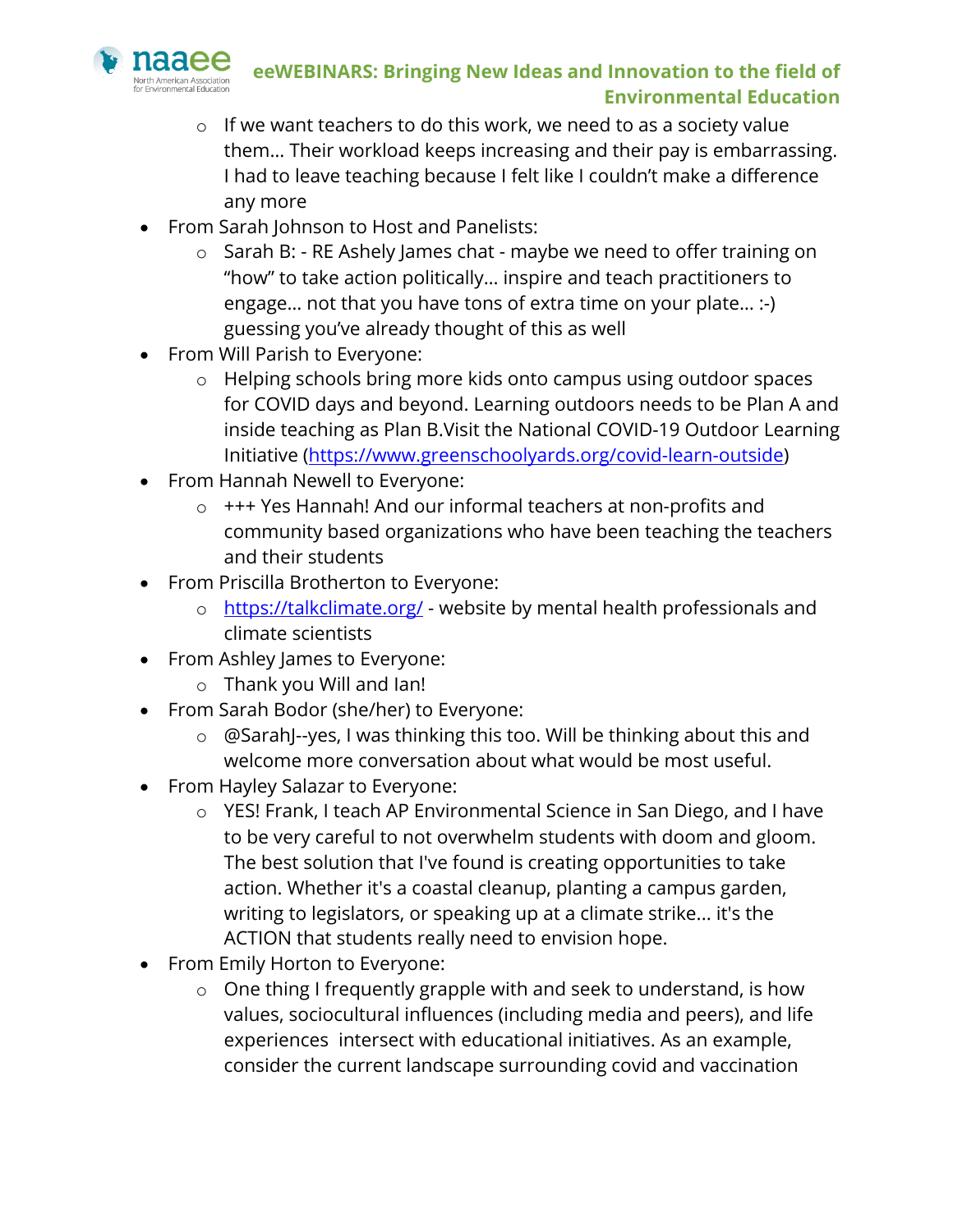- If we want teachers to do this work, we need to as a society value them… Their workload keeps increasing and their pay is embarrassing. I had to leave teaching because I felt like I couldn't make a difference any more

- From Sarah Johnson to Host and Panelists:
    - Sarah B: - RE Ashely James chat - maybe we need to offer training on "how" to take action politically… inspire and teach practitioners to engage… not that you have tons of extra time on your plate… :-) guessing you've already thought of this as well
- From Will Parish to Everyone:
    - Helping schools bring more kids onto campus using outdoor spaces for COVID days and beyond. Learning outdoors needs to be Plan A and inside teaching as Plan B.Visit the National COVID-19 Outdoor Learning Initiative (https://www.greenschoolyards.org/covid-learn-outside)
- From Hannah Newell to Everyone:
    - +++ Yes Hannah! And our informal teachers at non-profits and community based organizations who have been teaching the teachers and their students
- From Priscilla Brotherton to Everyone:
    - https://talkclimate.org/ - website by mental health professionals and climate scientists
- From Ashley James to Everyone:
    - Thank you Will and Ian!
- From Sarah Bodor (she/her) to Everyone:
    - @SarahJ--yes, I was thinking this too. Will be thinking about this and welcome more conversation about what would be most useful.
- From Hayley Salazar to Everyone:
    - YES! Frank, I teach AP Environmental Science in San Diego, and I have to be very careful to not overwhelm students with doom and gloom. The best solution that I've found is creating opportunities to take action. Whether it's a coastal cleanup, planting a campus garden, writing to legislators, or speaking up at a climate strike… it's the ACTION that students really need to envision hope.
- From Emily Horton to Everyone:
    - One thing I frequently grapple with and seek to understand, is how values, sociocultural influences (including media and peers), and life experiences intersect with educational initiatives. As an example, consider the current landscape surrounding covid and vaccination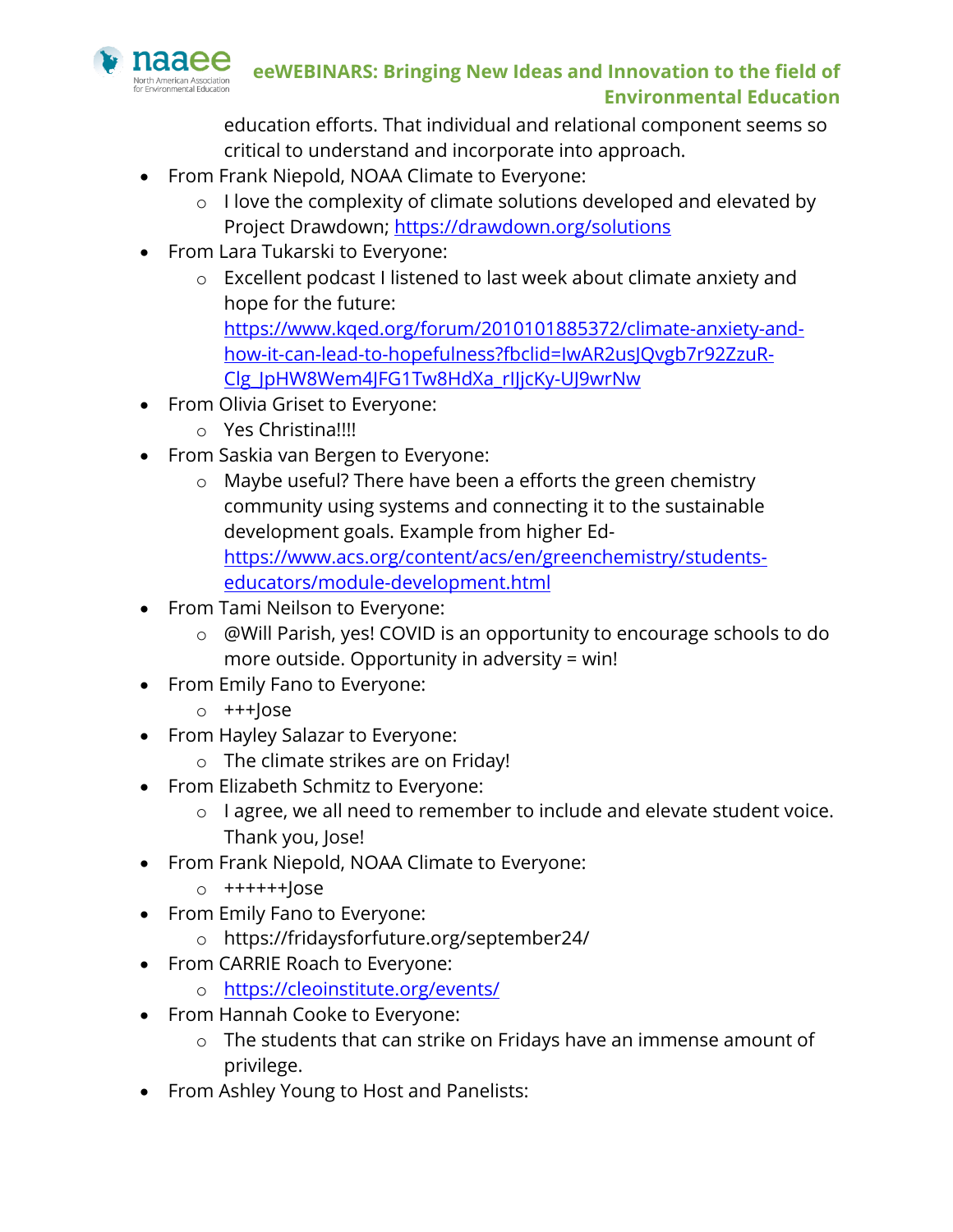education efforts. That individual and relational component seems so critical to understand and incorporate into approach.

- From Frank Niepold, NOAA Climate to Everyone:
  - I love the complexity of climate solutions developed and elevated by Project Drawdown; https://drawdown.org/solutions
- From Lara Tukarski to Everyone:
  - Excellent podcast I listened to last week about climate anxiety and hope for the future: https://www.kqed.org/forum/2010101885372/climate-anxiety-and-how-it-can-lead-to-hopefulness?fbclid=IwAR2usJQvgb7r92ZzuR-Clg_JpHW8Wem4JFG1Tw8HdXa_rIJjcKy-UJ9wrNw
- From Olivia Griset to Everyone:
  - Yes Christina!!!!
- From Saskia van Bergen to Everyone:
  - Maybe useful? There have been a efforts the green chemistry community using systems and connecting it to the sustainable development goals. Example from higher Ed- https://www.acs.org/content/acs/en/greenchemistry/students-educators/module-development.html
- From Tami Neilson to Everyone:
  - @Will Parish, yes! COVID is an opportunity to encourage schools to do more outside. Opportunity in adversity = win!
- From Emily Fano to Everyone:
  - +++Jose
- From Hayley Salazar to Everyone:
  - The climate strikes are on Friday!
- From Elizabeth Schmitz to Everyone:
  - I agree, we all need to remember to include and elevate student voice. Thank you, Jose!
- From Frank Niepold, NOAA Climate to Everyone:
  - ++++++Jose
- From Emily Fano to Everyone:
  - https://fridaysforfuture.org/september24/
- From CARRIE Roach to Everyone:
  - https://cleoinstitute.org/events/
- From Hannah Cooke to Everyone:
  - The students that can strike on Fridays have an immense amount of privilege.
- From Ashley Young to Host and Panelists: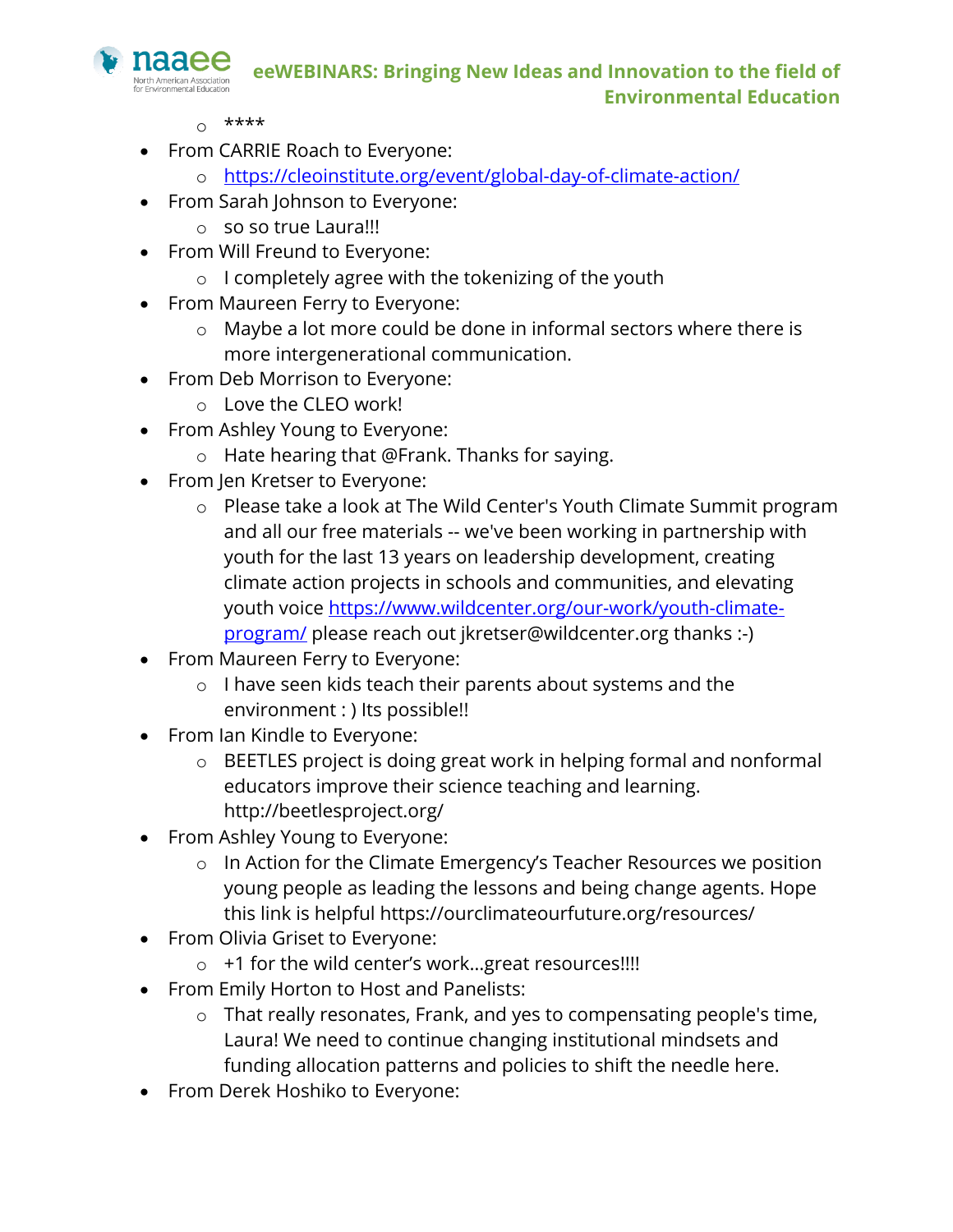- ****
- From CARRIE Roach to Everyone:
    - https://cleoinstitute.org/event/global-day-of-climate-action/
- From Sarah Johnson to Everyone:
    - so so true Laura!!!
- From Will Freund to Everyone:
    - I completely agree with the tokenizing of the youth
- From Maureen Ferry to Everyone:
    - Maybe a lot more could be done in informal sectors where there is more intergenerational communication.
- From Deb Morrison to Everyone:
    - Love the CLEO work!
- From Ashley Young to Everyone:
    - Hate hearing that @Frank. Thanks for saying.
- From Jen Kretser to Everyone:
    - Please take a look at The Wild Center's Youth Climate Summit program and all our free materials -- we've been working in partnership with youth for the last 13 years on leadership development, creating climate action projects in schools and communities, and elevating youth voice https://www.wildcenter.org/our-work/youth-climate-program/ please reach out jkretser@wildcenter.org thanks :-)
- From Maureen Ferry to Everyone:
    - I have seen kids teach their parents about systems and the environment : ) Its possible!!
- From Ian Kindle to Everyone:
    - BEETLES project is doing great work in helping formal and nonformal educators improve their science teaching and learning. http://beetlesproject.org/
- From Ashley Young to Everyone:
    - In Action for the Climate Emergency's Teacher Resources we position young people as leading the lessons and being change agents. Hope this link is helpful https://ourclimateourfuture.org/resources/
- From Olivia Griset to Everyone:
    - +1 for the wild center's work...great resources!!!!
- From Emily Horton to Host and Panelists:
    - That really resonates, Frank, and yes to compensating people's time, Laura! We need to continue changing institutional mindsets and funding allocation patterns and policies to shift the needle here.
- From Derek Hoshiko to Everyone: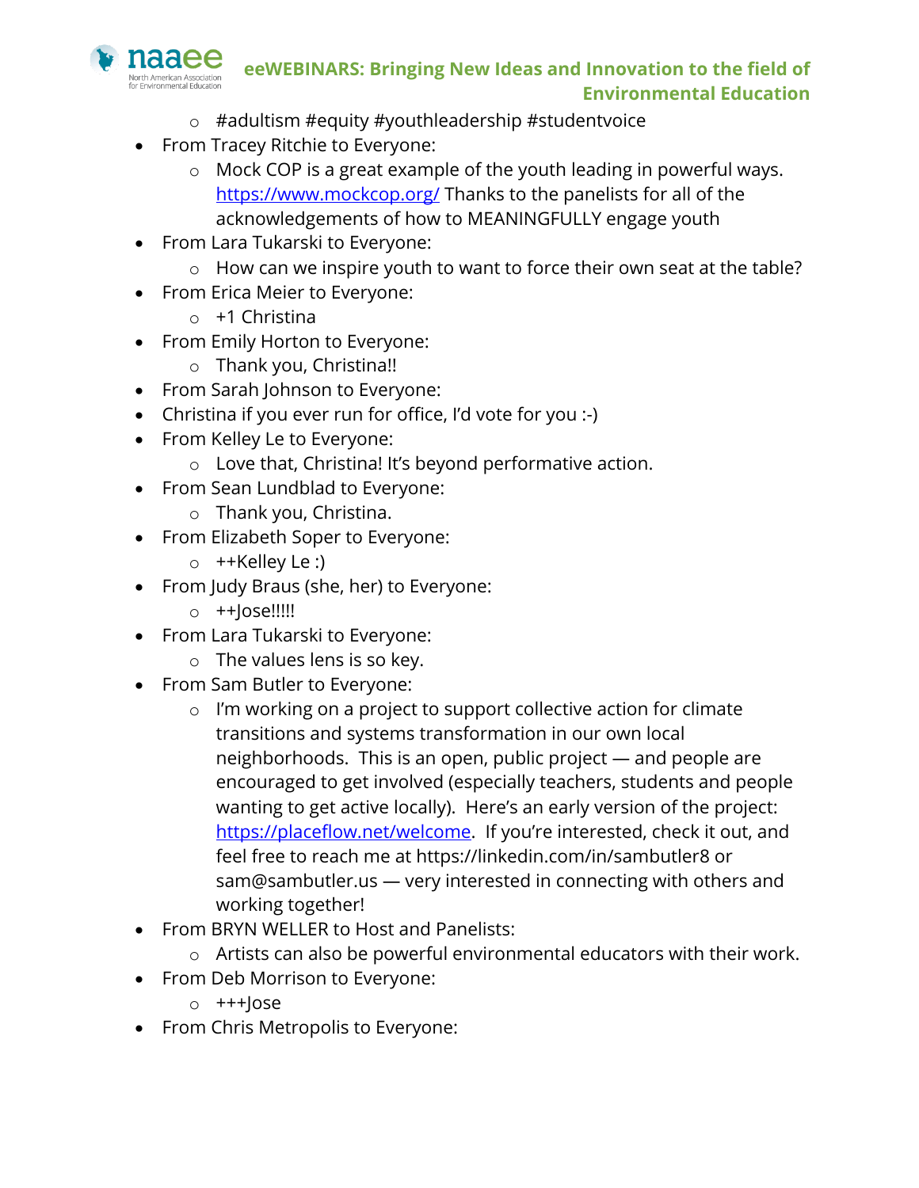- #adultism #equity #youthleadership #studentvoice
- From Tracey Ritchie to Everyone:
  - Mock COP is a great example of the youth leading in powerful ways. https://www.mockcop.org/ Thanks to the panelists for all of the acknowledgements of how to MEANINGFULLY engage youth
- From Lara Tukarski to Everyone:
  - How can we inspire youth to want to force their own seat at the table?
- From Erica Meier to Everyone:
  - +1 Christina
- From Emily Horton to Everyone:
  - Thank you, Christina!!
- From Sarah Johnson to Everyone:
- Christina if you ever run for office, I'd vote for you :-)
- From Kelley Le to Everyone:
  - Love that, Christina! It's beyond performative action.
- From Sean Lundblad to Everyone:
  - Thank you, Christina.
- From Elizabeth Soper to Everyone:
  - ++Kelley Le :)
- From Judy Braus (she, her) to Everyone:
  - ++Jose!!!!!
- From Lara Tukarski to Everyone:
  - The values lens is so key.
- From Sam Butler to Everyone:
  - I'm working on a project to support collective action for climate transitions and systems transformation in our own local neighborhoods. This is an open, public project — and people are encouraged to get involved (especially teachers, students and people wanting to get active locally). Here's an early version of the project: https://placeflow.net/welcome. If you're interested, check it out, and feel free to reach me at https://linkedin.com/in/sambutler8 or sam@sambutler.us — very interested in connecting with others and working together!
- From BRYN WELLER to Host and Panelists:
  - Artists can also be powerful environmental educators with their work.
- From Deb Morrison to Everyone:
  - +++Jose
- From Chris Metropolis to Everyone: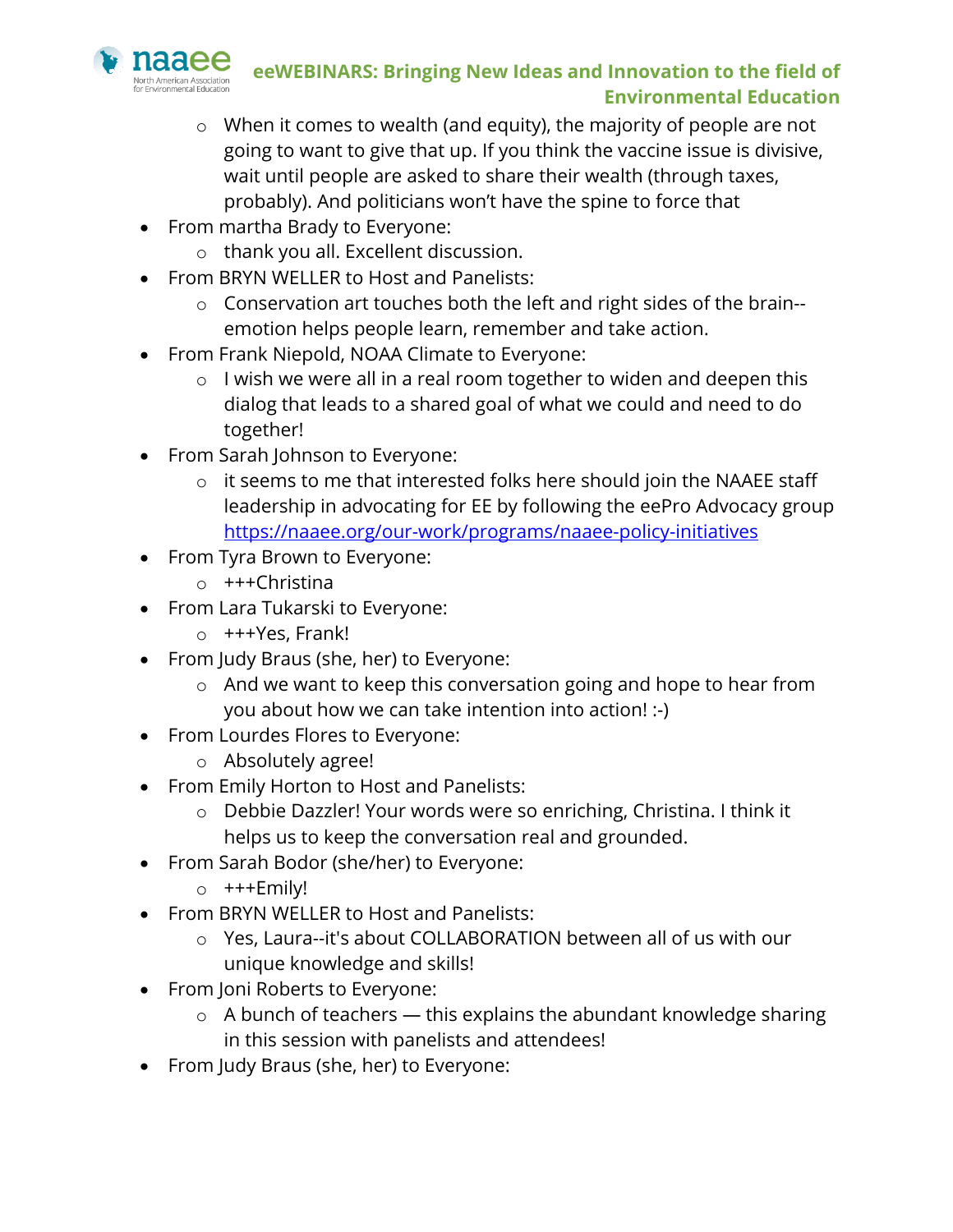- When it comes to wealth (and equity), the majority of people are not going to want to give that up. If you think the vaccine issue is divisive, wait until people are asked to share their wealth (through taxes, probably). And politicians won't have the spine to force that
- From martha Brady to Everyone:
    - thank you all. Excellent discussion.
- From BRYN WELLER to Host and Panelists:
    - Conservation art touches both the left and right sides of the brain--emotion helps people learn, remember and take action.
- From Frank Niepold, NOAA Climate to Everyone:
    - I wish we were all in a real room together to widen and deepen this dialog that leads to a shared goal of what we could and need to do together!
- From Sarah Johnson to Everyone:
    - it seems to me that interested folks here should join the NAAEE staff leadership in advocating for EE by following the eePro Advocacy group [https://naaee.org/our-work/programs/naaee-policy-initiatives](https://naaee.org/our-work/programs/naaee-policy-initiatives)
- From Tyra Brown to Everyone:
    - +++Christina
- From Lara Tukarski to Everyone:
    - +++Yes, Frank!
- From Judy Braus (she, her) to Everyone:
    - And we want to keep this conversation going and hope to hear from you about how we can take intention into action! :-)
- From Lourdes Flores to Everyone:
    - Absolutely agree!
- From Emily Horton to Host and Panelists:
    - Debbie Dazzler! Your words were so enriching, Christina. I think it helps us to keep the conversation real and grounded.
- From Sarah Bodor (she/her) to Everyone:
    - +++Emily!
- From BRYN WELLER to Host and Panelists:
    - Yes, Laura--it's about COLLABORATION between all of us with our unique knowledge and skills!
- From Joni Roberts to Everyone:
    - A bunch of teachers — this explains the abundant knowledge sharing in this session with panelists and attendees!
- From Judy Braus (she, her) to Everyone: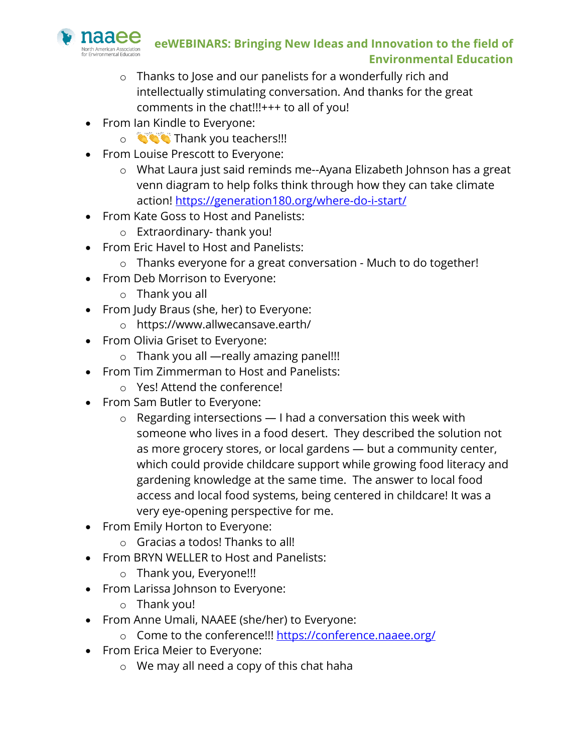- Thanks to Jose and our panelists for a wonderfully rich and intellectually stimulating conversation. And thanks for the great comments in the chat!!!+++ to all of you!
- From Ian Kindle to Everyone:
  - 👏👏👏 Thank you teachers!!!
- From Louise Prescott to Everyone:
  - What Laura just said reminds me--Ayana Elizabeth Johnson has a great venn diagram to help folks think through how they can take climate action! https://generation180.org/where-do-i-start/
- From Kate Goss to Host and Panelists:
  - Extraordinary- thank you!
- From Eric Havel to Host and Panelists:
  - Thanks everyone for a great conversation - Much to do together!
- From Deb Morrison to Everyone:
  - Thank you all
- From Judy Braus (she, her) to Everyone:
  - https://www.allwecansave.earth/
- From Olivia Griset to Everyone:
  - Thank you all —really amazing panel!!!
- From Tim Zimmerman to Host and Panelists:
  - Yes! Attend the conference!
- From Sam Butler to Everyone:
  - Regarding intersections — I had a conversation this week with someone who lives in a food desert. They described the solution not as more grocery stores, or local gardens — but a community center, which could provide childcare support while growing food literacy and gardening knowledge at the same time. The answer to local food access and local food systems, being centered in childcare! It was a very eye-opening perspective for me.
- From Emily Horton to Everyone:
  - Gracias a todos! Thanks to all!
- From BRYN WELLER to Host and Panelists:
  - Thank you, Everyone!!!
- From Larissa Johnson to Everyone:
  - Thank you!
- From Anne Umali, NAAEE (she/her) to Everyone:
  - Come to the conference!!! https://conference.naaee.org/
- From Erica Meier to Everyone:
  - We may all need a copy of this chat haha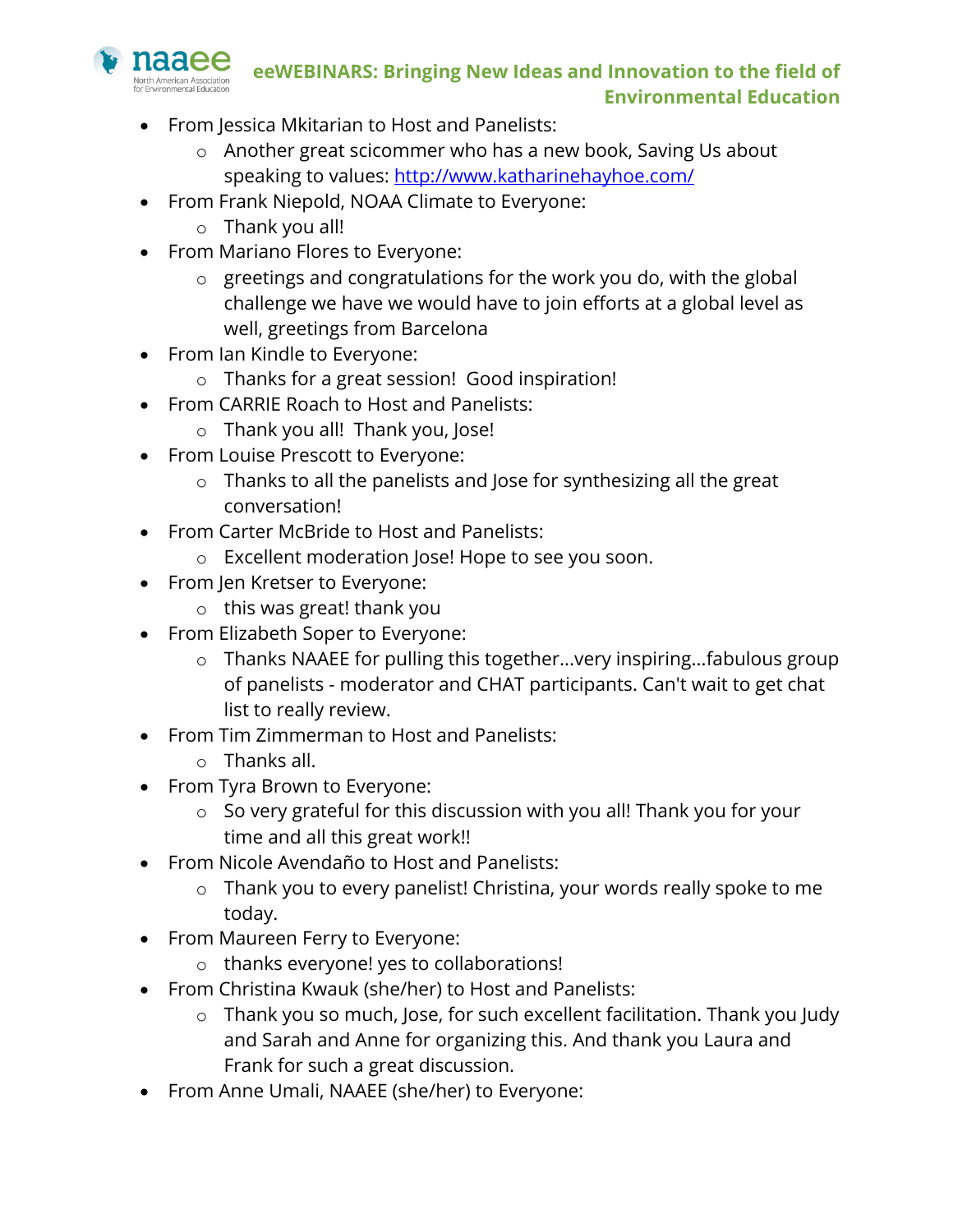- From Jessica Mkitarian to Host and Panelists:
    - Another great scicommer who has a new book, Saving Us about speaking to values: [http://www.katharinehayhoe.com/](http://www.katharinehayhoe.com/)
- From Frank Niepold, NOAA Climate to Everyone:
    - Thank you all!
- From Mariano Flores to Everyone:
    - greetings and congratulations for the work you do, with the global challenge we have we would have to join efforts at a global level as well, greetings from Barcelona
- From Ian Kindle to Everyone:
    - Thanks for a great session!  Good inspiration!
- From CARRIE Roach to Host and Panelists:
    - Thank you all!  Thank you, Jose!
- From Louise Prescott to Everyone:
    - Thanks to all the panelists and Jose for synthesizing all the great conversation!
- From Carter McBride to Host and Panelists:
    - Excellent moderation Jose! Hope to see you soon.
- From Jen Kretser to Everyone:
    - this was great! thank you
- From Elizabeth Soper to Everyone:
    - Thanks NAAEE for pulling this together…very inspiring…fabulous group of panelists - moderator and CHAT participants. Can't wait to get chat list to really review.
- From Tim Zimmerman to Host and Panelists:
    - Thanks all.
- From Tyra Brown to Everyone:
    - So very grateful for this discussion with you all! Thank you for your time and all this great work!!
- From Nicole Avendaño to Host and Panelists:
    - Thank you to every panelist! Christina, your words really spoke to me today.
- From Maureen Ferry to Everyone:
    - thanks everyone! yes to collaborations!
- From Christina Kwauk (she/her) to Host and Panelists:
    - Thank you so much, Jose, for such excellent facilitation. Thank you Judy and Sarah and Anne for organizing this. And thank you Laura and Frank for such a great discussion.
- From Anne Umali, NAAEE (she/her) to Everyone: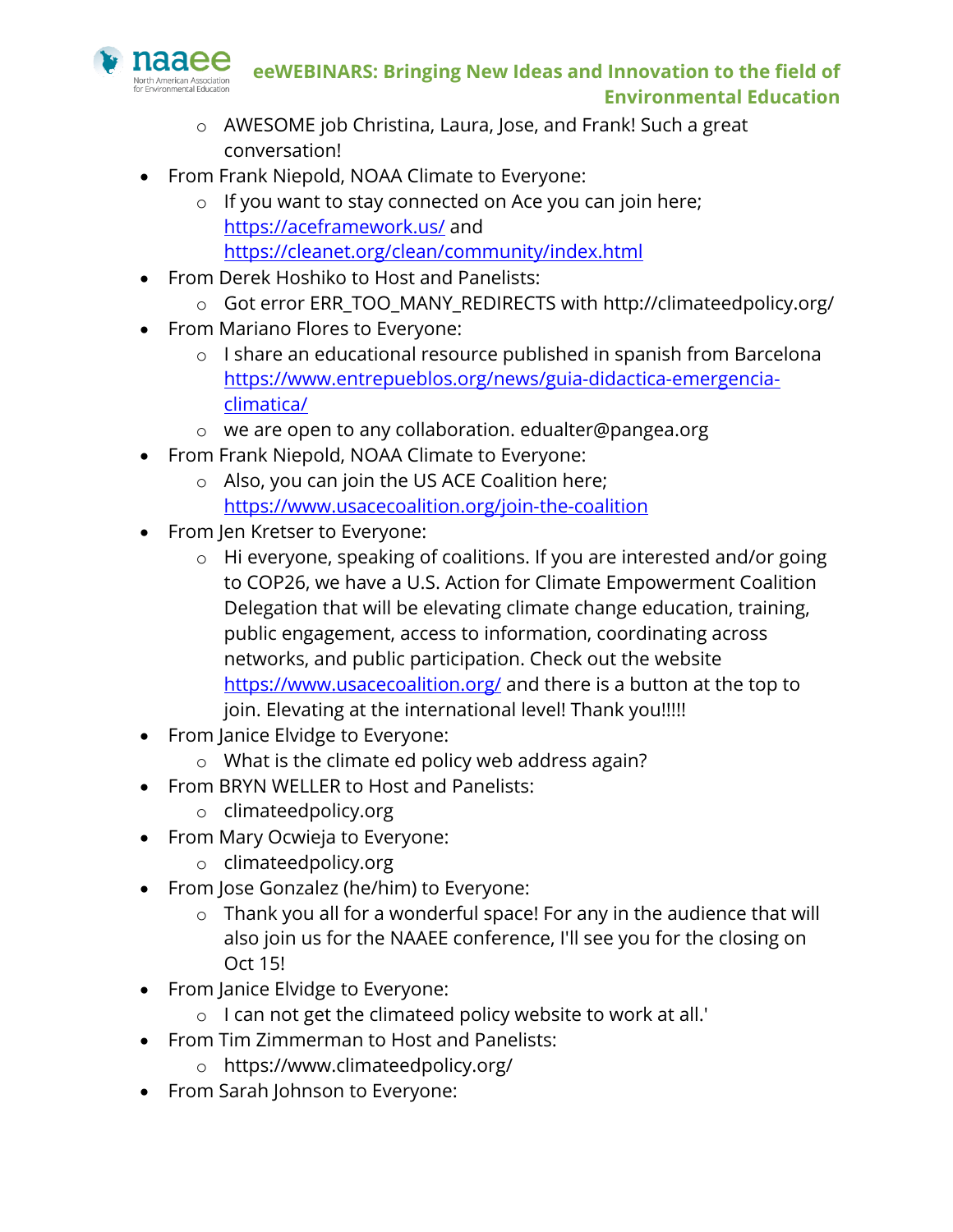- AWESOME job Christina, Laura, Jose, and Frank! Such a great conversation!
- From Frank Niepold, NOAA Climate to Everyone:
   - If you want to stay connected on Ace you can join here; https://aceframework.us/ and https://cleanet.org/clean/community/index.html
- From Derek Hoshiko to Host and Panelists:
   - Got error ERR_TOO_MANY_REDIRECTS with http://climateedpolicy.org/
- From Mariano Flores to Everyone:
   - I share an educational resource published in spanish from Barcelona https://www.entrepueblos.org/news/guia-didactica-emergencia-climatica/
   - we are open to any collaboration. edualter@pangea.org
- From Frank Niepold, NOAA Climate to Everyone:
   - Also, you can join the US ACE Coalition here; https://www.usacecoalition.org/join-the-coalition
- From Jen Kretser to Everyone:
   - Hi everyone, speaking of coalitions. If you are interested and/or going to COP26, we have a U.S. Action for Climate Empowerment Coalition Delegation that will be elevating climate change education, training, public engagement, access to information, coordinating across networks, and public participation. Check out the website https://www.usacecoalition.org/ and there is a button at the top to join. Elevating at the international level! Thank you!!!!!
- From Janice Elvidge to Everyone:
   - What is the climate ed policy web address again?
- From BRYN WELLER to Host and Panelists:
   - climateedpolicy.org
- From Mary Ocwieja to Everyone:
   - climateedpolicy.org
- From Jose Gonzalez (he/him) to Everyone:
   - Thank you all for a wonderful space! For any in the audience that will also join us for the NAAEE conference, I'll see you for the closing on Oct 15!
- From Janice Elvidge to Everyone:
   - I can not get the climateed policy website to work at all.'
- From Tim Zimmerman to Host and Panelists:
   - https://www.climateedpolicy.org/
- From Sarah Johnson to Everyone: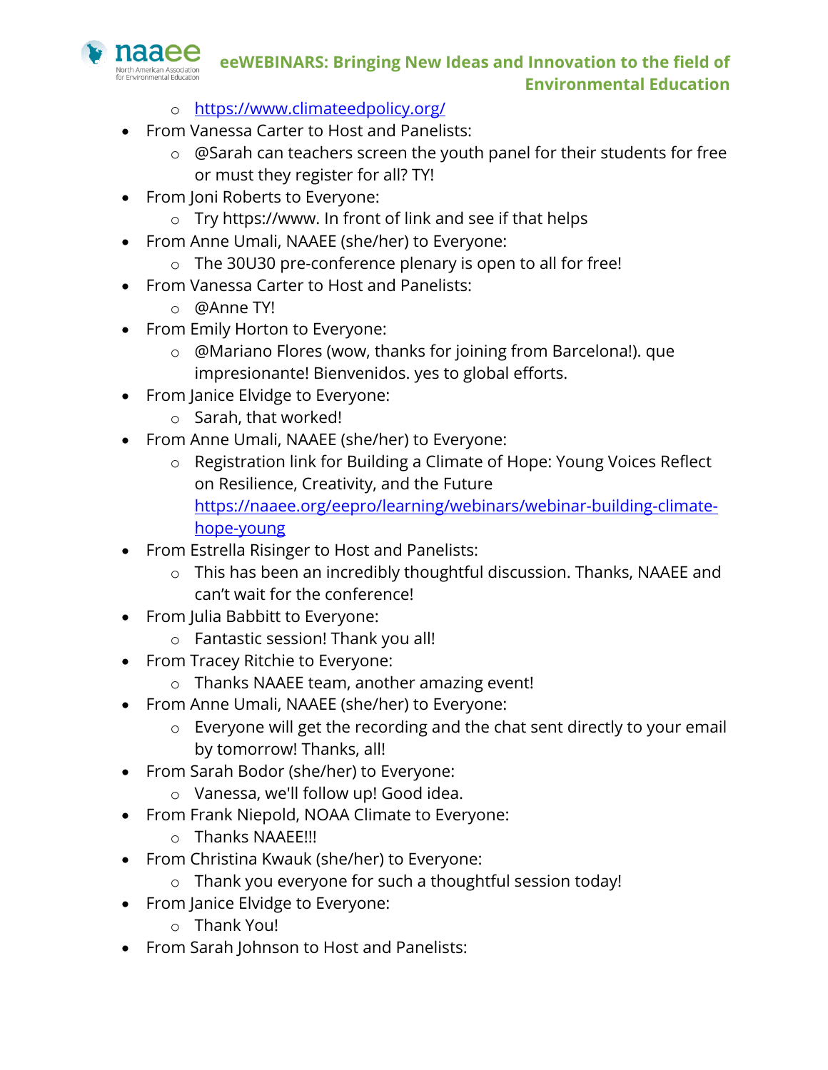- https://www.climateedpolicy.org/
- From Vanessa Carter to Host and Panelists:
  - @Sarah can teachers screen the youth panel for their students for free or must they register for all? TY!
- From Joni Roberts to Everyone:
  - Try https://www. In front of link and see if that helps
- From Anne Umali, NAAEE (she/her) to Everyone:
  - The 30U30 pre-conference plenary is open to all for free!
- From Vanessa Carter to Host and Panelists:
  - @Anne TY!
- From Emily Horton to Everyone:
  - @Mariano Flores (wow, thanks for joining from Barcelona!). que impresionante! Bienvenidos. yes to global efforts.
- From Janice Elvidge to Everyone:
  - Sarah, that worked!
- From Anne Umali, NAAEE (she/her) to Everyone:
  - Registration link for Building a Climate of Hope: Young Voices Reflect on Resilience, Creativity, and the Future https://naaee.org/eepro/learning/webinars/webinar-building-climate-hope-young
- From Estrella Risinger to Host and Panelists:
  - This has been an incredibly thoughtful discussion. Thanks, NAAEE and can't wait for the conference!
- From Julia Babbitt to Everyone:
  - Fantastic session! Thank you all!
- From Tracey Ritchie to Everyone:
  - Thanks NAAEE team, another amazing event!
- From Anne Umali, NAAEE (she/her) to Everyone:
  - Everyone will get the recording and the chat sent directly to your email by tomorrow! Thanks, all!
- From Sarah Bodor (she/her) to Everyone:
  - Vanessa, we'll follow up! Good idea.
- From Frank Niepold, NOAA Climate to Everyone:
  - Thanks NAAEE!!!
- From Christina Kwauk (she/her) to Everyone:
  - Thank you everyone for such a thoughtful session today!
- From Janice Elvidge to Everyone:
  - Thank You!
- From Sarah Johnson to Host and Panelists: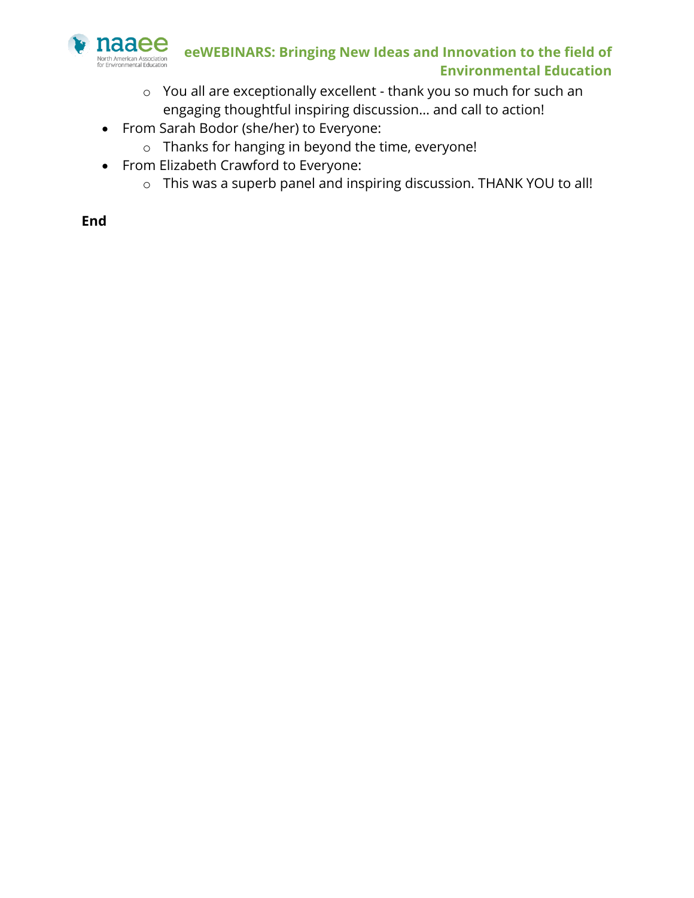- You all are exceptionally excellent - thank you so much for such an engaging thoughtful inspiring discussion... and call to action!
- From Sarah Bodor (she/her) to Everyone:
    - Thanks for hanging in beyond the time, everyone!
- From Elizabeth Crawford to Everyone:
    - This was a superb panel and inspiring discussion. THANK YOU to all!

**End**